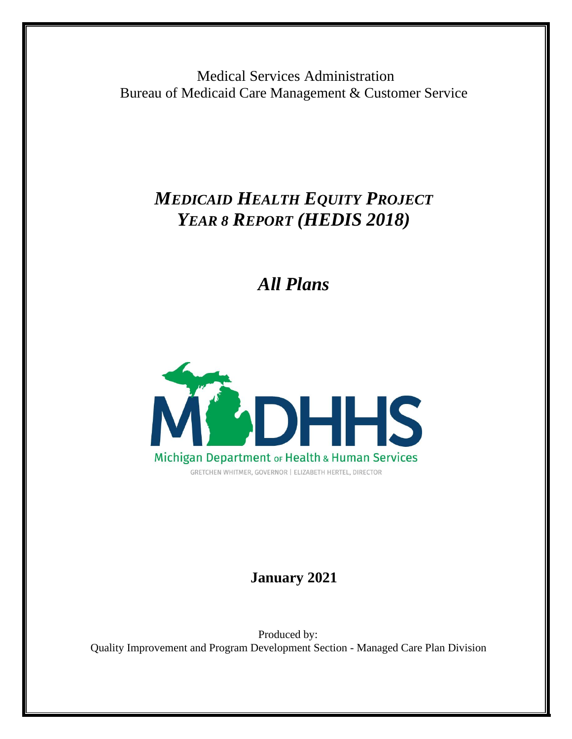Medical Services Administration
Bureau of Medicaid Care Management & Customer Service

# *MEDICAID HEALTH EQUITY PROJECT YEAR 8 REPORT (HEDIS 2018)*

## *All Plans*

MDHHS
Michigan Department of Health & Human Services
GRETCHEN WHITMER, GOVERNOR | ELIZABETH HERTEL, DIRECTOR

**January 2021**

Produced by:
Quality Improvement and Program Development Section - Managed Care Plan Division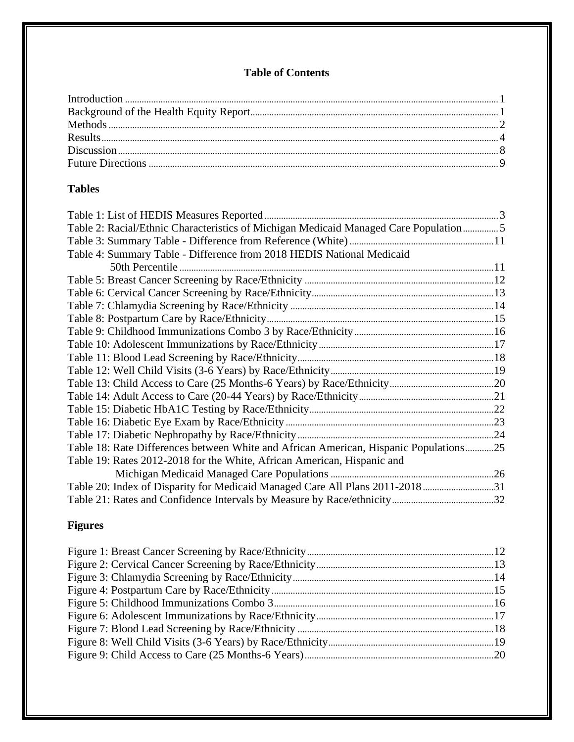# Table of Contents

Introduction ........................................................................................................................................ 1
Background of the Health Equity Report....................................................................................... 1
Methods ............................................................................................................................................ 2
Results ............................................................................................................................................... 4
Discussion ......................................................................................................................................... 8
Future Directions .............................................................................................................................. 9

## Tables

Table 1: List of HEDIS Measures Reported ...................................................................................... 3
Table 2: Racial/Ethnic Characteristics of Michigan Medicaid Managed Care Population ............... 5
Table 3: Summary Table - Difference from Reference (White) ....................................................... 11
Table 4: Summary Table - Difference from 2018 HEDIS National Medicaid 50th Percentile .......... 11
Table 5: Breast Cancer Screening by Race/Ethnicity ..................................................................... 12
Table 6: Cervical Cancer Screening by Race/Ethnicity .................................................................. 13
Table 7: Chlamydia Screening by Race/Ethnicity ......................................................................... 14
Table 8: Postpartum Care by Race/Ethnicity ................................................................................. 15
Table 9: Childhood Immunizations Combo 3 by Race/Ethnicity .................................................... 16
Table 10: Adolescent Immunizations by Race/Ethnicity ................................................................ 17
Table 11: Blood Lead Screening by Race/Ethnicity ....................................................................... 18
Table 12: Well Child Visits (3-6 Years) by Race/Ethnicity ............................................................. 19
Table 13: Child Access to Care (25 Months-6 Years) by Race/Ethnicity ....................................... 20
Table 14: Adult Access to Care (20-44 Years) by Race/Ethnicity .................................................. 21
Table 15: Diabetic HbA1C Testing by Race/Ethnicity .................................................................... 22
Table 16: Diabetic Eye Exam by Race/Ethnicity ............................................................................ 23
Table 17: Diabetic Nephropathy by Race/Ethnicity ........................................................................ 24
Table 18: Rate Differences between White and African American, Hispanic Populations ............ 25
Table 19: Rates 2012-2018 for the White, African American, Hispanic and Michigan Medicaid Managed Care Populations ............................................................................................................ 26
Table 20: Index of Disparity for Medicaid Managed Care All Plans 2011-2018 .............................. 31
Table 21: Rates and Confidence Intervals by Measure by Race/ethnicity ...................................... 32

## Figures

Figure 1: Breast Cancer Screening by Race/Ethnicity .................................................................... 12
Figure 2: Cervical Cancer Screening by Race/Ethnicity ................................................................. 13
Figure 3: Chlamydia Screening by Race/Ethnicity ......................................................................... 14
Figure 4: Postpartum Care by Race/Ethnicity ................................................................................ 15
Figure 5: Childhood Immunizations Combo 3 ................................................................................. 16
Figure 6: Adolescent Immunizations by Race/Ethnicity ................................................................. 17
Figure 7: Blood Lead Screening by Race/Ethnicity ........................................................................ 18
Figure 8: Well Child Visits (3-6 Years) by Race/Ethnicity ............................................................. 19
Figure 9: Child Access to Care (25 Months-6 Years) ...................................................................... 20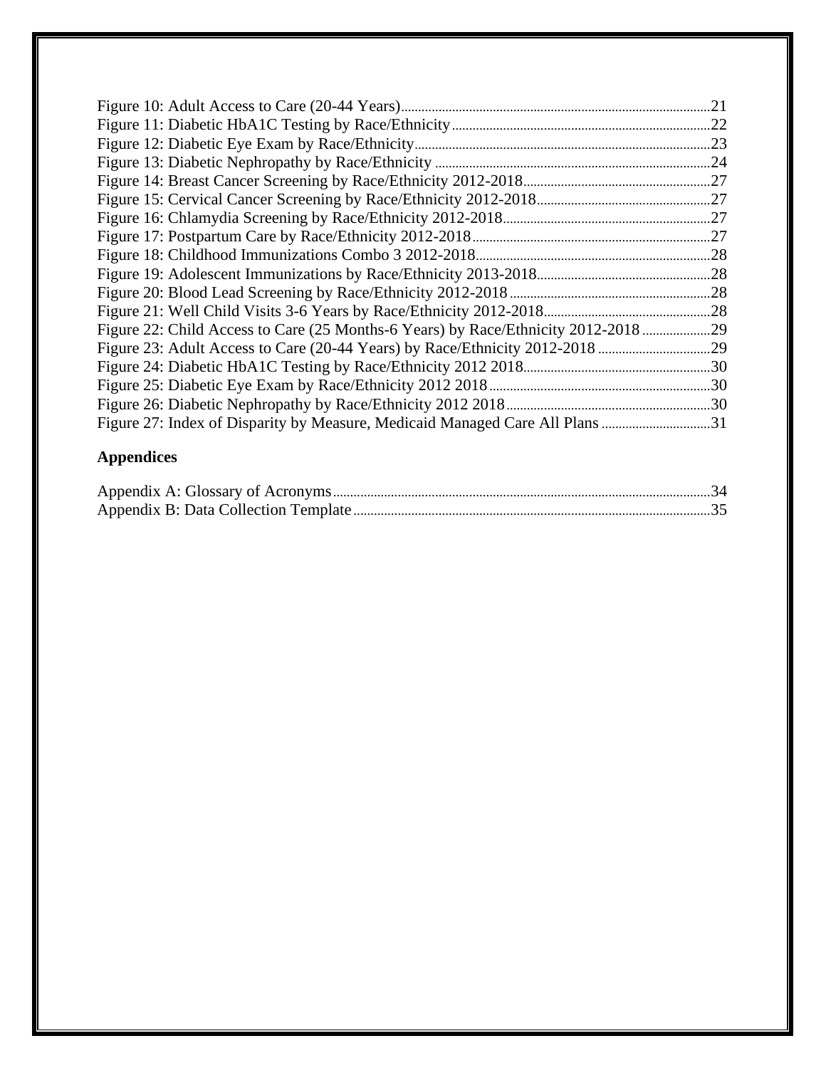Figure 10: Adult Access to Care (20-44 Years) ..... 21
Figure 11: Diabetic HbA1C Testing by Race/Ethnicity ..... 22
Figure 12: Diabetic Eye Exam by Race/Ethnicity ..... 23
Figure 13: Diabetic Nephropathy by Race/Ethnicity ..... 24
Figure 14: Breast Cancer Screening by Race/Ethnicity 2012-2018 ..... 27
Figure 15: Cervical Cancer Screening by Race/Ethnicity 2012-2018 ..... 27
Figure 16: Chlamydia Screening by Race/Ethnicity 2012-2018 ..... 27
Figure 17: Postpartum Care by Race/Ethnicity 2012-2018 ..... 27
Figure 18: Childhood Immunizations Combo 3 2012-2018 ..... 28
Figure 19: Adolescent Immunizations by Race/Ethnicity 2013-2018 ..... 28
Figure 20: Blood Lead Screening by Race/Ethnicity 2012-2018 ..... 28
Figure 21: Well Child Visits 3-6 Years by Race/Ethnicity 2012-2018 ..... 28
Figure 22: Child Access to Care (25 Months-6 Years) by Race/Ethnicity 2012-2018 ..... 29
Figure 23: Adult Access to Care (20-44 Years) by Race/Ethnicity 2012-2018 ..... 29
Figure 24: Diabetic HbA1C Testing by Race/Ethnicity 2012 2018 ..... 30
Figure 25: Diabetic Eye Exam by Race/Ethnicity 2012 2018 ..... 30
Figure 26: Diabetic Nephropathy by Race/Ethnicity 2012 2018 ..... 30
Figure 27: Index of Disparity by Measure, Medicaid Managed Care All Plans ..... 31

## Appendices

Appendix A: Glossary of Acronyms ..... 34
Appendix B: Data Collection Template ..... 35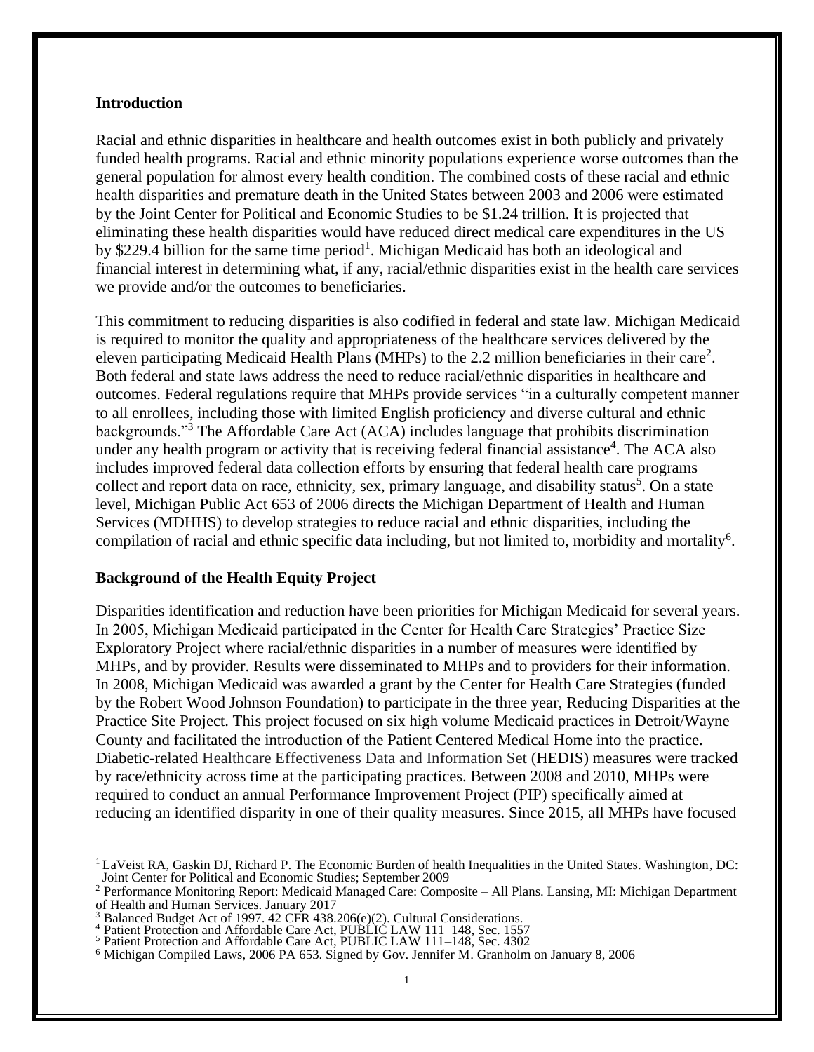## Introduction

Racial and ethnic disparities in healthcare and health outcomes exist in both publicly and privately funded health programs. Racial and ethnic minority populations experience worse outcomes than the general population for almost every health condition. The combined costs of these racial and ethnic health disparities and premature death in the United States between 2003 and 2006 were estimated by the Joint Center for Political and Economic Studies to be $1.24 trillion. It is projected that eliminating these health disparities would have reduced direct medical care expenditures in the US by $229.4 billion for the same time period[1]. Michigan Medicaid has both an ideological and financial interest in determining what, if any, racial/ethnic disparities exist in the health care services we provide and/or the outcomes to beneficiaries.

This commitment to reducing disparities is also codified in federal and state law. Michigan Medicaid is required to monitor the quality and appropriateness of the healthcare services delivered by the eleven participating Medicaid Health Plans (MHPs) to the 2.2 million beneficiaries in their care[2]. Both federal and state laws address the need to reduce racial/ethnic disparities in healthcare and outcomes. Federal regulations require that MHPs provide services "in a culturally competent manner to all enrollees, including those with limited English proficiency and diverse cultural and ethnic backgrounds."[3] The Affordable Care Act (ACA) includes language that prohibits discrimination under any health program or activity that is receiving federal financial assistance[4]. The ACA also includes improved federal data collection efforts by ensuring that federal health care programs collect and report data on race, ethnicity, sex, primary language, and disability status[5]. On a state level, Michigan Public Act 653 of 2006 directs the Michigan Department of Health and Human Services (MDHHS) to develop strategies to reduce racial and ethnic disparities, including the compilation of racial and ethnic specific data including, but not limited to, morbidity and mortality[6].

## Background of the Health Equity Project

Disparities identification and reduction have been priorities for Michigan Medicaid for several years. In 2005, Michigan Medicaid participated in the Center for Health Care Strategies' Practice Size Exploratory Project where racial/ethnic disparities in a number of measures were identified by MHPs, and by provider. Results were disseminated to MHPs and to providers for their information. In 2008, Michigan Medicaid was awarded a grant by the Center for Health Care Strategies (funded by the Robert Wood Johnson Foundation) to participate in the three year, Reducing Disparities at the Practice Site Project. This project focused on six high volume Medicaid practices in Detroit/Wayne County and facilitated the introduction of the Patient Centered Medical Home into the practice. Diabetic-related Healthcare Effectiveness Data and Information Set (HEDIS) measures were tracked by race/ethnicity across time at the participating practices. Between 2008 and 2010, MHPs were required to conduct an annual Performance Improvement Project (PIP) specifically aimed at reducing an identified disparity in one of their quality measures. Since 2015, all MHPs have focused

[1] LaVeist RA, Gaskin DJ, Richard P. The Economic Burden of health Inequalities in the United States. Washington, DC: Joint Center for Political and Economic Studies; September 2009

[2] Performance Monitoring Report: Medicaid Managed Care: Composite – All Plans. Lansing, MI: Michigan Department of Health and Human Services. January 2017

[3] Balanced Budget Act of 1997. 42 CFR 438.206(e)(2). Cultural Considerations.

[4] Patient Protection and Affordable Care Act, PUBLIC LAW 111–148, Sec. 1557

[5] Patient Protection and Affordable Care Act, PUBLIC LAW 111–148, Sec. 4302

[6] Michigan Compiled Laws, 2006 PA 653. Signed by Gov. Jennifer M. Granholm on January 8, 2006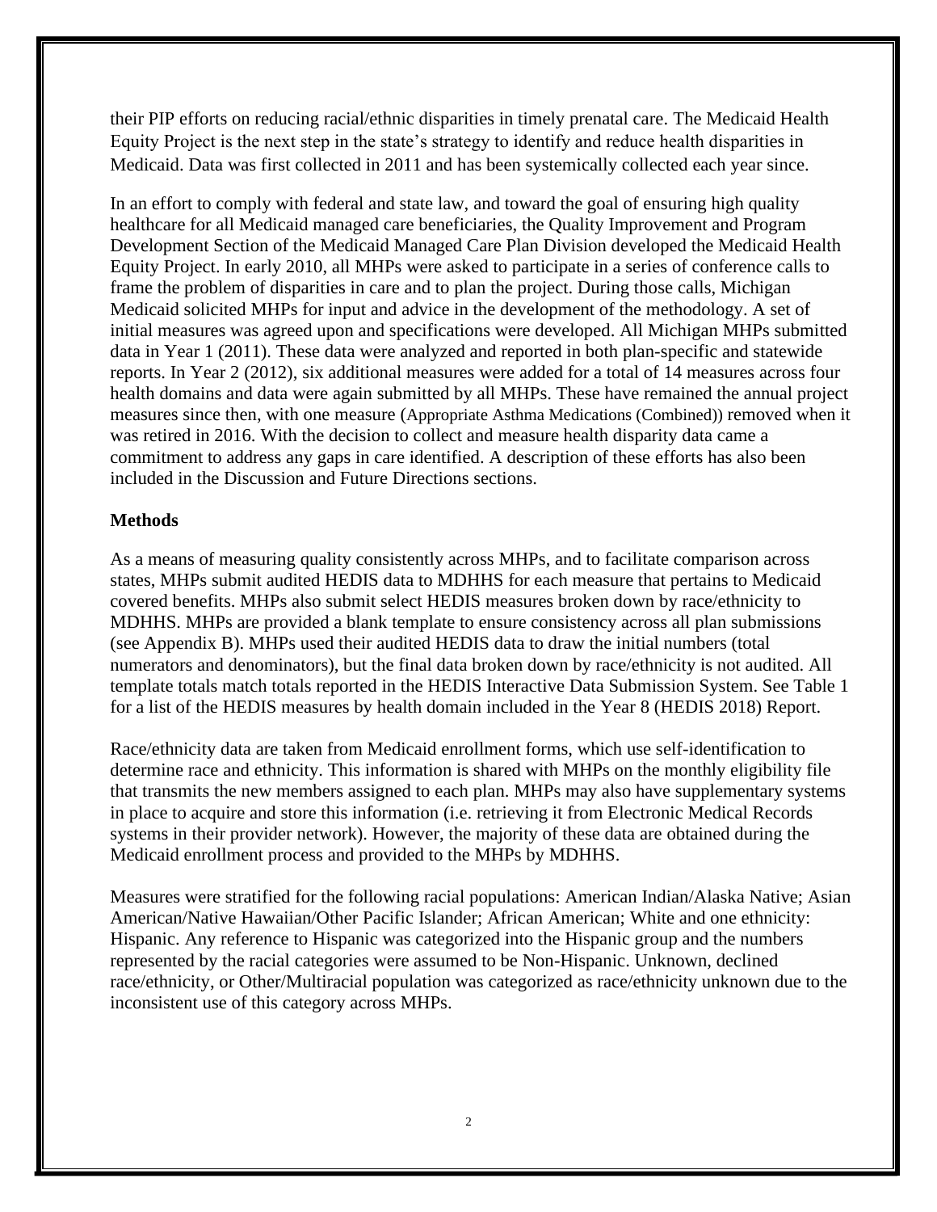their PIP efforts on reducing racial/ethnic disparities in timely prenatal care. The Medicaid Health Equity Project is the next step in the state's strategy to identify and reduce health disparities in Medicaid. Data was first collected in 2011 and has been systemically collected each year since.

In an effort to comply with federal and state law, and toward the goal of ensuring high quality healthcare for all Medicaid managed care beneficiaries, the Quality Improvement and Program Development Section of the Medicaid Managed Care Plan Division developed the Medicaid Health Equity Project. In early 2010, all MHPs were asked to participate in a series of conference calls to frame the problem of disparities in care and to plan the project. During those calls, Michigan Medicaid solicited MHPs for input and advice in the development of the methodology. A set of initial measures was agreed upon and specifications were developed. All Michigan MHPs submitted data in Year 1 (2011). These data were analyzed and reported in both plan-specific and statewide reports. In Year 2 (2012), six additional measures were added for a total of 14 measures across four health domains and data were again submitted by all MHPs. These have remained the annual project measures since then, with one measure (Appropriate Asthma Medications (Combined)) removed when it was retired in 2016. With the decision to collect and measure health disparity data came a commitment to address any gaps in care identified. A description of these efforts has also been included in the Discussion and Future Directions sections.

**Methods**

As a means of measuring quality consistently across MHPs, and to facilitate comparison across states, MHPs submit audited HEDIS data to MDHHS for each measure that pertains to Medicaid covered benefits. MHPs also submit select HEDIS measures broken down by race/ethnicity to MDHHS. MHPs are provided a blank template to ensure consistency across all plan submissions (see Appendix B). MHPs used their audited HEDIS data to draw the initial numbers (total numerators and denominators), but the final data broken down by race/ethnicity is not audited. All template totals match totals reported in the HEDIS Interactive Data Submission System. See Table 1 for a list of the HEDIS measures by health domain included in the Year 8 (HEDIS 2018) Report.

Race/ethnicity data are taken from Medicaid enrollment forms, which use self-identification to determine race and ethnicity. This information is shared with MHPs on the monthly eligibility file that transmits the new members assigned to each plan. MHPs may also have supplementary systems in place to acquire and store this information (i.e. retrieving it from Electronic Medical Records systems in their provider network). However, the majority of these data are obtained during the Medicaid enrollment process and provided to the MHPs by MDHHS.

Measures were stratified for the following racial populations: American Indian/Alaska Native; Asian American/Native Hawaiian/Other Pacific Islander; African American; White and one ethnicity: Hispanic. Any reference to Hispanic was categorized into the Hispanic group and the numbers represented by the racial categories were assumed to be Non-Hispanic. Unknown, declined race/ethnicity, or Other/Multiracial population was categorized as race/ethnicity unknown due to the inconsistent use of this category across MHPs.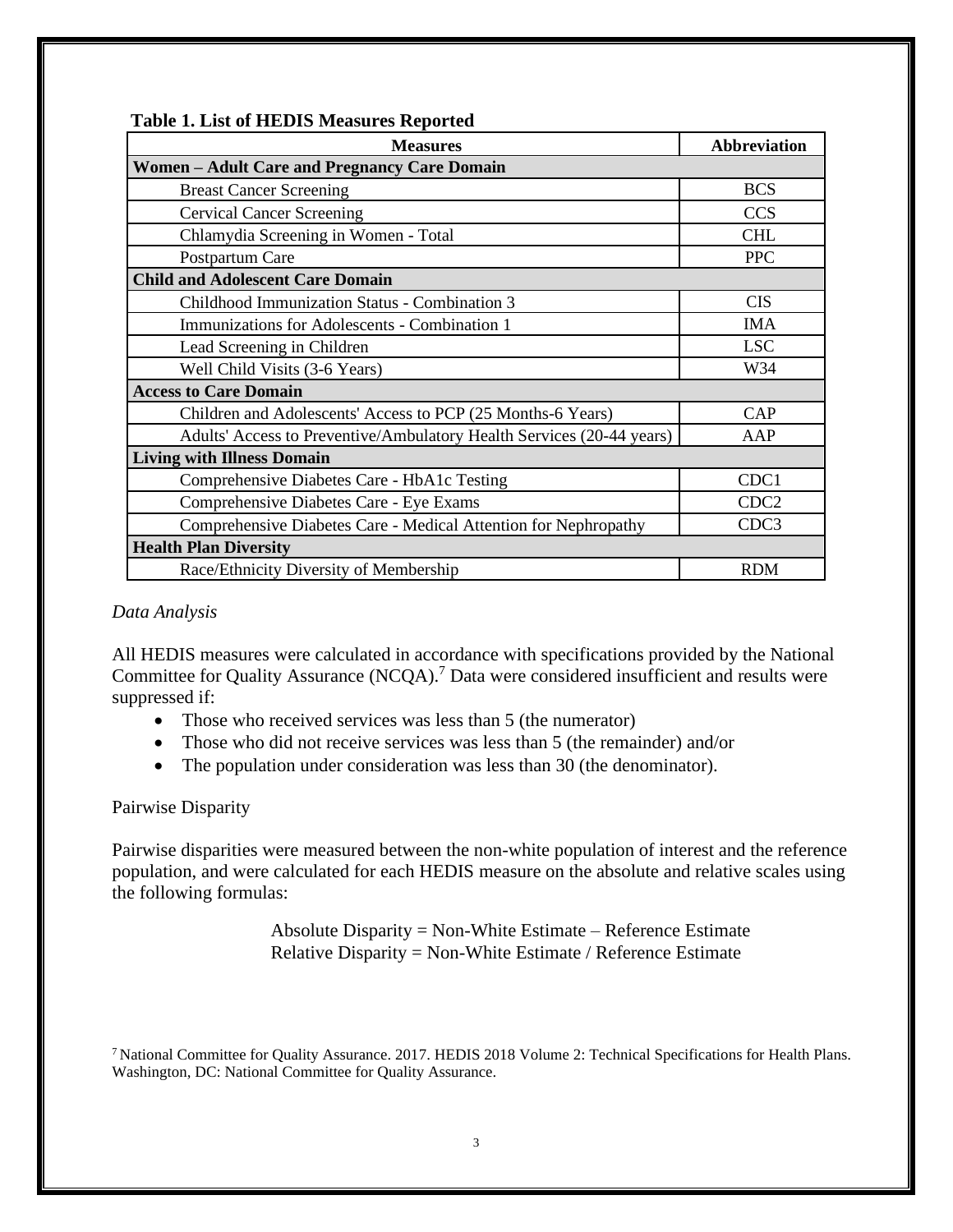**Table 1. List of HEDIS Measures Reported**

| Measures | Abbreviation |
|---|---|
| **Women – Adult Care and Pregnancy Care Domain** | |
| Breast Cancer Screening | BCS |
| Cervical Cancer Screening | CCS |
| Chlamydia Screening in Women - Total | CHL |
| Postpartum Care | PPC |
| **Child and Adolescent Care Domain** | |
| Childhood Immunization Status - Combination 3 | CIS |
| Immunizations for Adolescents - Combination 1 | IMA |
| Lead Screening in Children | LSC |
| Well Child Visits (3-6 Years) | W34 |
| **Access to Care Domain** | |
| Children and Adolescents' Access to PCP (25 Months-6 Years) | CAP |
| Adults' Access to Preventive/Ambulatory Health Services (20-44 years) | AAP |
| **Living with Illness Domain** | |
| Comprehensive Diabetes Care - HbA1c Testing | CDC1 |
| Comprehensive Diabetes Care - Eye Exams | CDC2 |
| Comprehensive Diabetes Care - Medical Attention for Nephropathy | CDC3 |
| **Health Plan Diversity** | |
| Race/Ethnicity Diversity of Membership | RDM |

*Data Analysis*

All HEDIS measures were calculated in accordance with specifications provided by the National Committee for Quality Assurance (NCQA).[7] Data were considered insufficient and results were suppressed if:

- Those who received services was less than 5 (the numerator)
- Those who did not receive services was less than 5 (the remainder) and/or
- The population under consideration was less than 30 (the denominator).

Pairwise Disparity

Pairwise disparities were measured between the non-white population of interest and the reference population, and were calculated for each HEDIS measure on the absolute and relative scales using the following formulas:

Absolute Disparity = Non-White Estimate – Reference Estimate
Relative Disparity = Non-White Estimate / Reference Estimate

[7] National Committee for Quality Assurance. 2017. HEDIS 2018 Volume 2: Technical Specifications for Health Plans. Washington, DC: National Committee for Quality Assurance.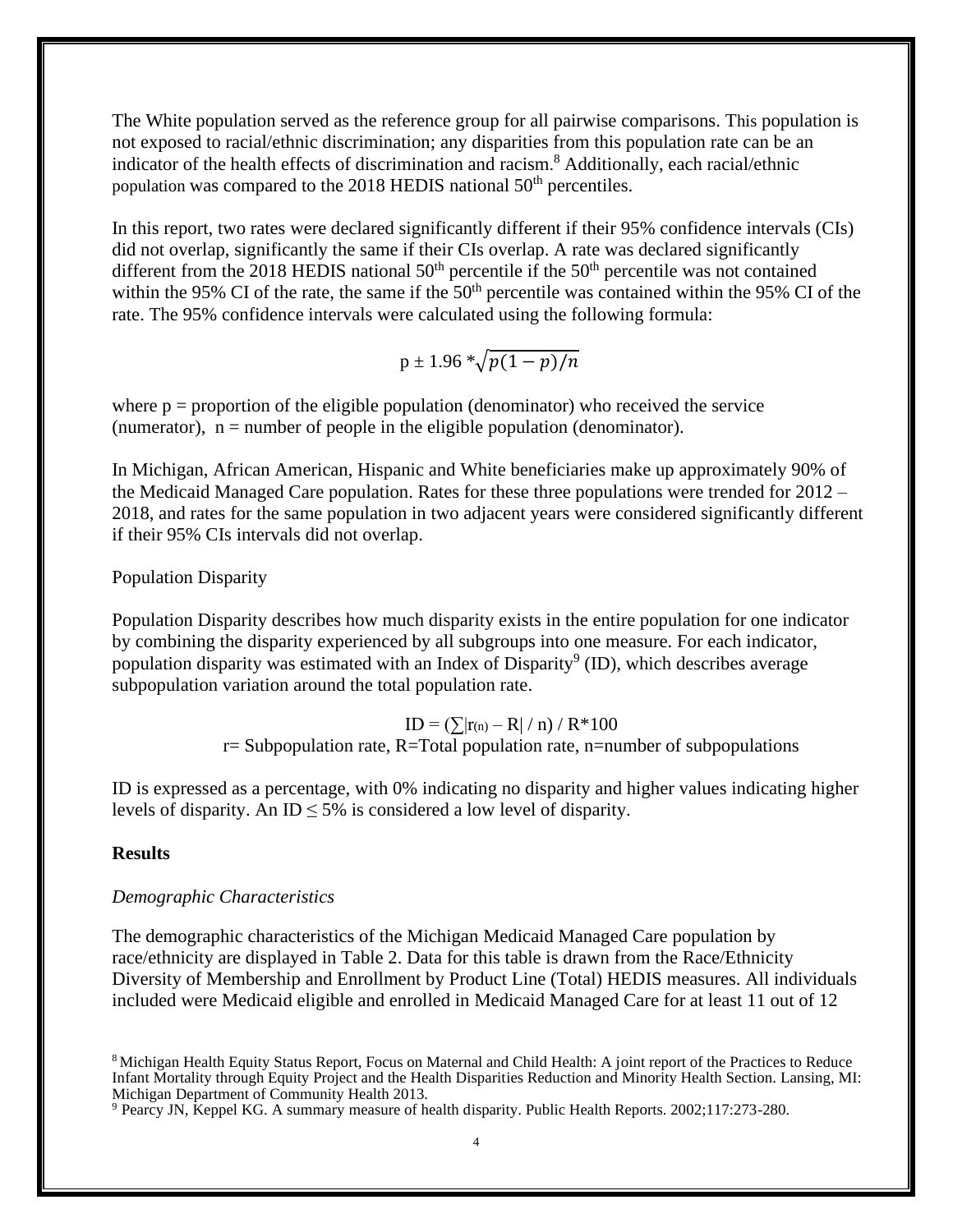The White population served as the reference group for all pairwise comparisons. This population is not exposed to racial/ethnic discrimination; any disparities from this population rate can be an indicator of the health effects of discrimination and racism.[8] Additionally, each racial/ethnic population was compared to the 2018 HEDIS national 50th percentiles.

In this report, two rates were declared significantly different if their 95% confidence intervals (CIs) did not overlap, significantly the same if their CIs overlap. A rate was declared significantly different from the 2018 HEDIS national 50th percentile if the 50th percentile was not contained within the 95% CI of the rate, the same if the 50th percentile was contained within the 95% CI of the rate. The 95% confidence intervals were calculated using the following formula:

$$p \pm 1.96 * \sqrt{p(1-p)/n}$$

where p = proportion of the eligible population (denominator) who received the service (numerator), n = number of people in the eligible population (denominator).

In Michigan, African American, Hispanic and White beneficiaries make up approximately 90% of the Medicaid Managed Care population. Rates for these three populations were trended for 2012 – 2018, and rates for the same population in two adjacent years were considered significantly different if their 95% CIs intervals did not overlap.

Population Disparity

Population Disparity describes how much disparity exists in the entire population for one indicator by combining the disparity experienced by all subgroups into one measure. For each indicator, population disparity was estimated with an Index of Disparity[9] (ID), which describes average subpopulation variation around the total population rate.

$$ID = (\sum|r_{(n)} - R| / n) / R*100$$

r= Subpopulation rate, R=Total population rate, n=number of subpopulations

ID is expressed as a percentage, with 0% indicating no disparity and higher values indicating higher levels of disparity. An ID ≤ 5% is considered a low level of disparity.

**Results**

*Demographic Characteristics*

The demographic characteristics of the Michigan Medicaid Managed Care population by race/ethnicity are displayed in Table 2. Data for this table is drawn from the Race/Ethnicity Diversity of Membership and Enrollment by Product Line (Total) HEDIS measures. All individuals included were Medicaid eligible and enrolled in Medicaid Managed Care for at least 11 out of 12

[8] Michigan Health Equity Status Report, Focus on Maternal and Child Health: A joint report of the Practices to Reduce Infant Mortality through Equity Project and the Health Disparities Reduction and Minority Health Section. Lansing, MI: Michigan Department of Community Health 2013.

[9] Pearcy JN, Keppel KG. A summary measure of health disparity. Public Health Reports. 2002;117:273-280.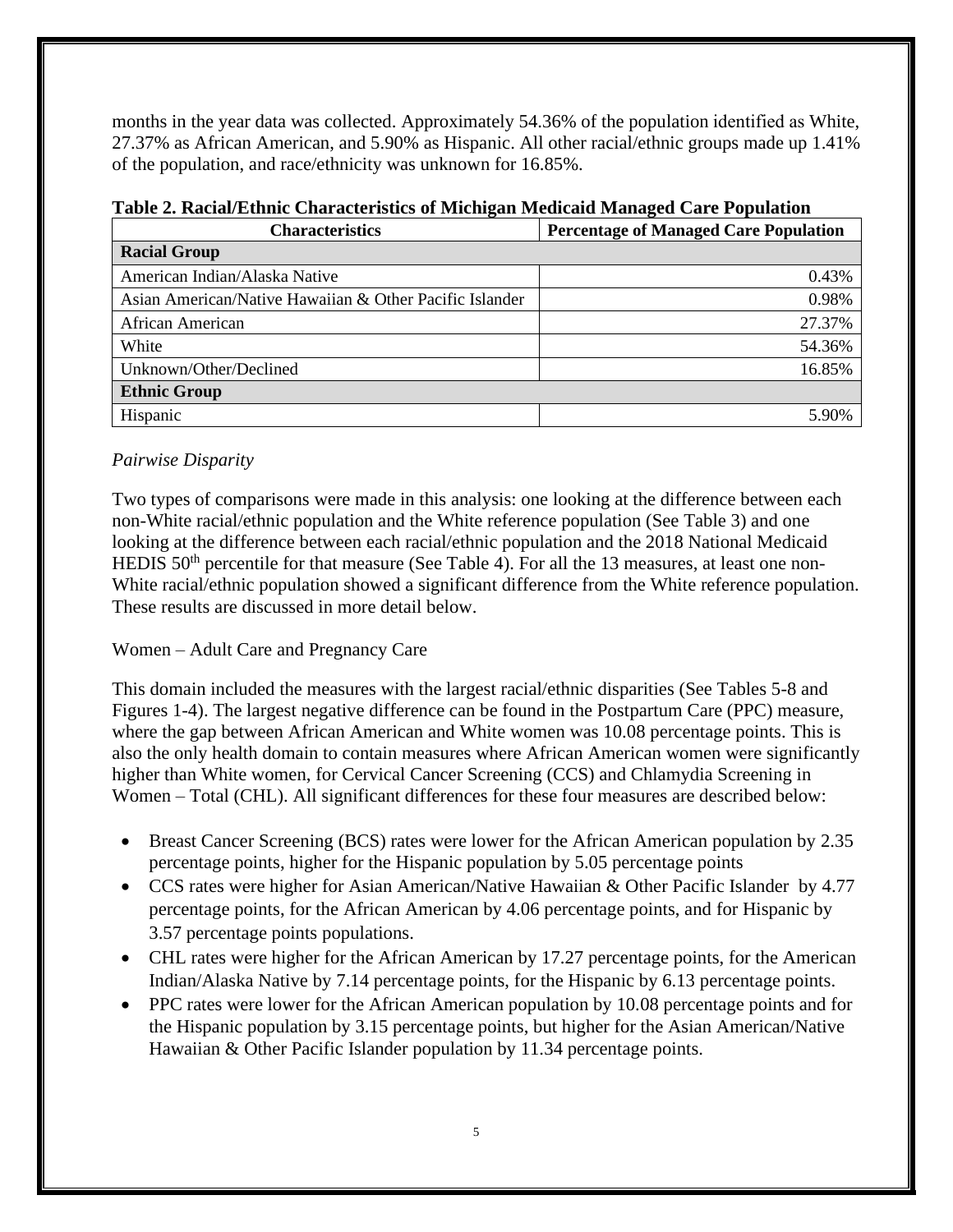months in the year data was collected. Approximately 54.36% of the population identified as White, 27.37% as African American, and 5.90% as Hispanic. All other racial/ethnic groups made up 1.41% of the population, and race/ethnicity was unknown for 16.85%.

**Table 2. Racial/Ethnic Characteristics of Michigan Medicaid Managed Care Population**

| Characteristics | Percentage of Managed Care Population |
|---|---|
| **Racial Group** | |
| American Indian/Alaska Native | 0.43% |
| Asian American/Native Hawaiian & Other Pacific Islander | 0.98% |
| African American | 27.37% |
| White | 54.36% |
| Unknown/Other/Declined | 16.85% |
| **Ethnic Group** | |
| Hispanic | 5.90% |

*Pairwise Disparity*

Two types of comparisons were made in this analysis: one looking at the difference between each non-White racial/ethnic population and the White reference population (See Table 3) and one looking at the difference between each racial/ethnic population and the 2018 National Medicaid HEDIS 50th percentile for that measure (See Table 4). For all the 13 measures, at least one non-White racial/ethnic population showed a significant difference from the White reference population. These results are discussed in more detail below.

Women – Adult Care and Pregnancy Care

This domain included the measures with the largest racial/ethnic disparities (See Tables 5-8 and Figures 1-4). The largest negative difference can be found in the Postpartum Care (PPC) measure, where the gap between African American and White women was 10.08 percentage points. This is also the only health domain to contain measures where African American women were significantly higher than White women, for Cervical Cancer Screening (CCS) and Chlamydia Screening in Women – Total (CHL). All significant differences for these four measures are described below:

- Breast Cancer Screening (BCS) rates were lower for the African American population by 2.35 percentage points, higher for the Hispanic population by 5.05 percentage points
- CCS rates were higher for Asian American/Native Hawaiian & Other Pacific Islander by 4.77 percentage points, for the African American by 4.06 percentage points, and for Hispanic by 3.57 percentage points populations.
- CHL rates were higher for the African American by 17.27 percentage points, for the American Indian/Alaska Native by 7.14 percentage points, for the Hispanic by 6.13 percentage points.
- PPC rates were lower for the African American population by 10.08 percentage points and for the Hispanic population by 3.15 percentage points, but higher for the Asian American/Native Hawaiian & Other Pacific Islander population by 11.34 percentage points.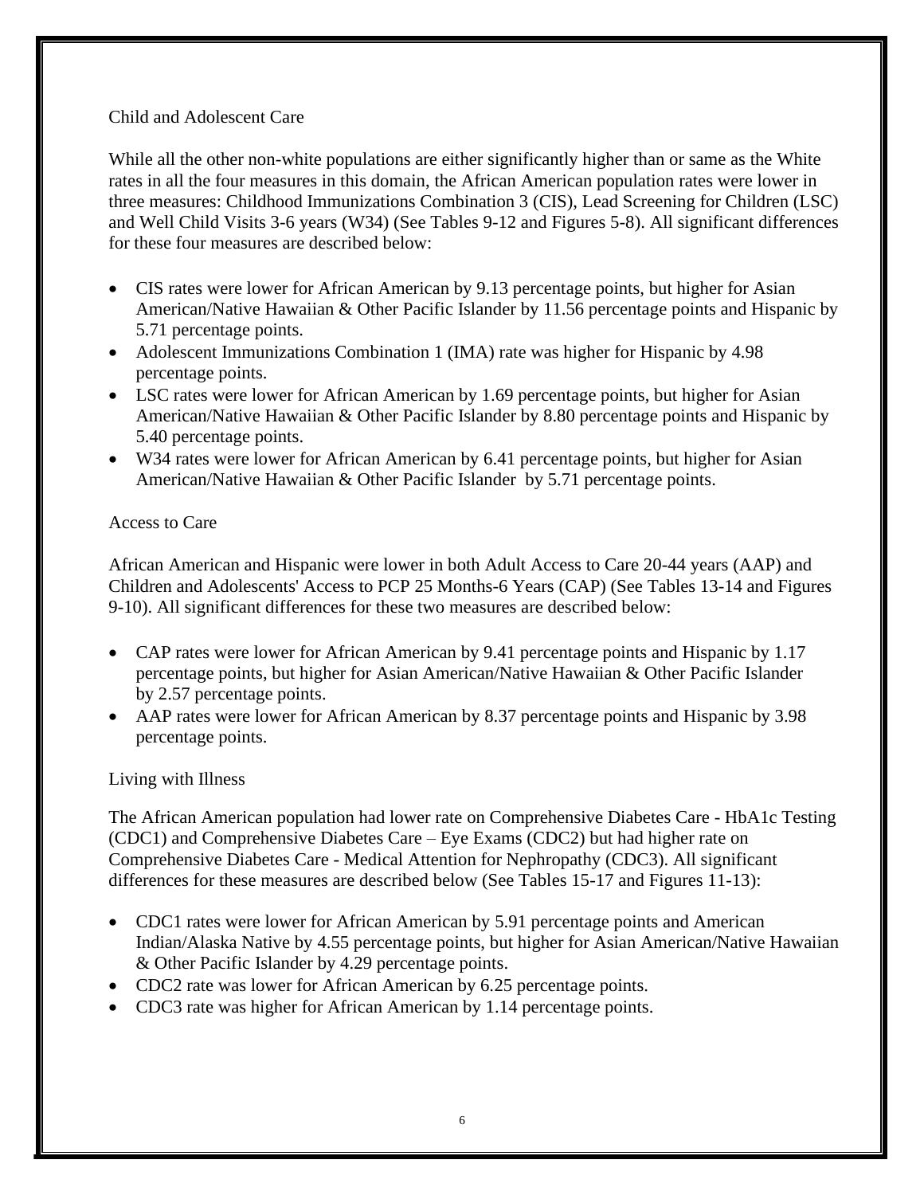## Child and Adolescent Care

While all the other non-white populations are either significantly higher than or same as the White rates in all the four measures in this domain, the African American population rates were lower in three measures: Childhood Immunizations Combination 3 (CIS), Lead Screening for Children (LSC) and Well Child Visits 3-6 years (W34) (See Tables 9-12 and Figures 5-8). All significant differences for these four measures are described below:

- CIS rates were lower for African American by 9.13 percentage points, but higher for Asian American/Native Hawaiian & Other Pacific Islander by 11.56 percentage points and Hispanic by 5.71 percentage points.
- Adolescent Immunizations Combination 1 (IMA) rate was higher for Hispanic by 4.98 percentage points.
- LSC rates were lower for African American by 1.69 percentage points, but higher for Asian American/Native Hawaiian & Other Pacific Islander by 8.80 percentage points and Hispanic by 5.40 percentage points.
- W34 rates were lower for African American by 6.41 percentage points, but higher for Asian American/Native Hawaiian & Other Pacific Islander by 5.71 percentage points.

## Access to Care

African American and Hispanic were lower in both Adult Access to Care 20-44 years (AAP) and Children and Adolescents' Access to PCP 25 Months-6 Years (CAP) (See Tables 13-14 and Figures 9-10). All significant differences for these two measures are described below:

- CAP rates were lower for African American by 9.41 percentage points and Hispanic by 1.17 percentage points, but higher for Asian American/Native Hawaiian & Other Pacific Islander by 2.57 percentage points.
- AAP rates were lower for African American by 8.37 percentage points and Hispanic by 3.98 percentage points.

## Living with Illness

The African American population had lower rate on Comprehensive Diabetes Care - HbA1c Testing (CDC1) and Comprehensive Diabetes Care – Eye Exams (CDC2) but had higher rate on Comprehensive Diabetes Care - Medical Attention for Nephropathy (CDC3). All significant differences for these measures are described below (See Tables 15-17 and Figures 11-13):

- CDC1 rates were lower for African American by 5.91 percentage points and American Indian/Alaska Native by 4.55 percentage points, but higher for Asian American/Native Hawaiian & Other Pacific Islander by 4.29 percentage points.
- CDC2 rate was lower for African American by 6.25 percentage points.
- CDC3 rate was higher for African American by 1.14 percentage points.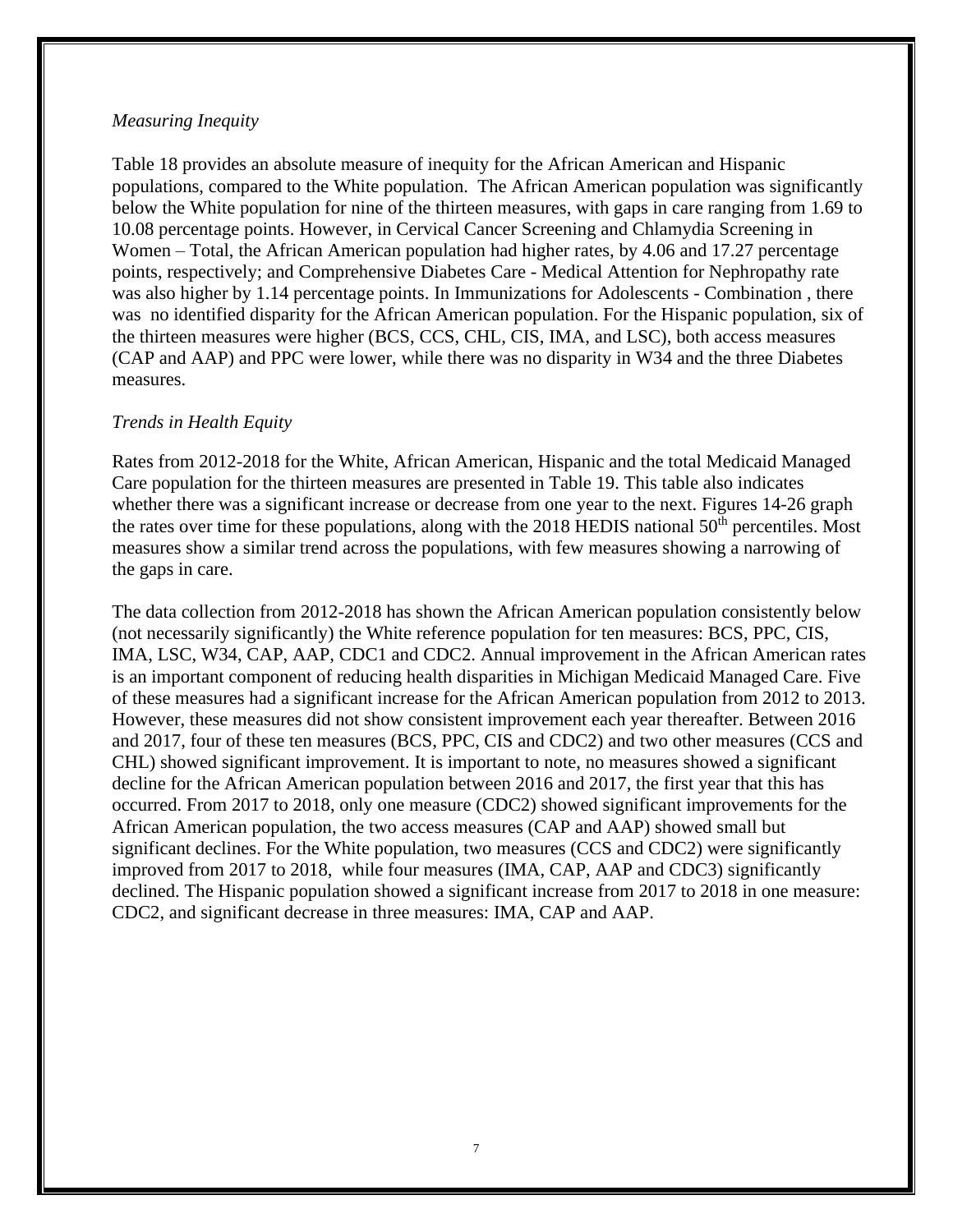*Measuring Inequity*

Table 18 provides an absolute measure of inequity for the African American and Hispanic populations, compared to the White population. The African American population was significantly below the White population for nine of the thirteen measures, with gaps in care ranging from 1.69 to 10.08 percentage points. However, in Cervical Cancer Screening and Chlamydia Screening in Women – Total, the African American population had higher rates, by 4.06 and 17.27 percentage points, respectively; and Comprehensive Diabetes Care - Medical Attention for Nephropathy rate was also higher by 1.14 percentage points. In Immunizations for Adolescents - Combination , there was no identified disparity for the African American population. For the Hispanic population, six of the thirteen measures were higher (BCS, CCS, CHL, CIS, IMA, and LSC), both access measures (CAP and AAP) and PPC were lower, while there was no disparity in W34 and the three Diabetes measures.

*Trends in Health Equity*

Rates from 2012-2018 for the White, African American, Hispanic and the total Medicaid Managed Care population for the thirteen measures are presented in Table 19. This table also indicates whether there was a significant increase or decrease from one year to the next. Figures 14-26 graph the rates over time for these populations, along with the 2018 HEDIS national 50th percentiles. Most measures show a similar trend across the populations, with few measures showing a narrowing of the gaps in care.

The data collection from 2012-2018 has shown the African American population consistently below (not necessarily significantly) the White reference population for ten measures: BCS, PPC, CIS, IMA, LSC, W34, CAP, AAP, CDC1 and CDC2. Annual improvement in the African American rates is an important component of reducing health disparities in Michigan Medicaid Managed Care. Five of these measures had a significant increase for the African American population from 2012 to 2013. However, these measures did not show consistent improvement each year thereafter. Between 2016 and 2017, four of these ten measures (BCS, PPC, CIS and CDC2) and two other measures (CCS and CHL) showed significant improvement. It is important to note, no measures showed a significant decline for the African American population between 2016 and 2017, the first year that this has occurred. From 2017 to 2018, only one measure (CDC2) showed significant improvements for the African American population, the two access measures (CAP and AAP) showed small but significant declines. For the White population, two measures (CCS and CDC2) were significantly improved from 2017 to 2018, while four measures (IMA, CAP, AAP and CDC3) significantly declined. The Hispanic population showed a significant increase from 2017 to 2018 in one measure: CDC2, and significant decrease in three measures: IMA, CAP and AAP.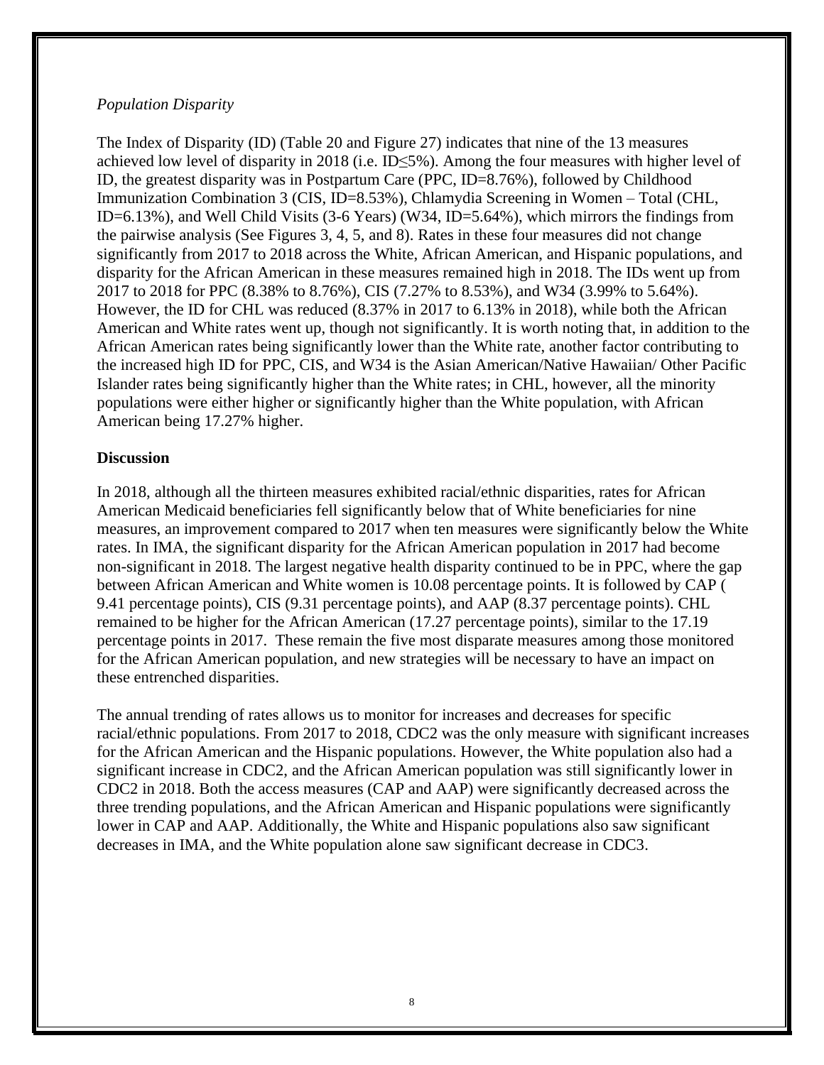*Population Disparity*

The Index of Disparity (ID) (Table 20 and Figure 27) indicates that nine of the 13 measures achieved low level of disparity in 2018 (i.e. ID≤5%). Among the four measures with higher level of ID, the greatest disparity was in Postpartum Care (PPC, ID=8.76%), followed by Childhood Immunization Combination 3 (CIS, ID=8.53%), Chlamydia Screening in Women – Total (CHL, ID=6.13%), and Well Child Visits (3-6 Years) (W34, ID=5.64%), which mirrors the findings from the pairwise analysis (See Figures 3, 4, 5, and 8). Rates in these four measures did not change significantly from 2017 to 2018 across the White, African American, and Hispanic populations, and disparity for the African American in these measures remained high in 2018. The IDs went up from 2017 to 2018 for PPC (8.38% to 8.76%), CIS (7.27% to 8.53%), and W34 (3.99% to 5.64%). However, the ID for CHL was reduced (8.37% in 2017 to 6.13% in 2018), while both the African American and White rates went up, though not significantly. It is worth noting that, in addition to the African American rates being significantly lower than the White rate, another factor contributing to the increased high ID for PPC, CIS, and W34 is the Asian American/Native Hawaiian/ Other Pacific Islander rates being significantly higher than the White rates; in CHL, however, all the minority populations were either higher or significantly higher than the White population, with African American being 17.27% higher.

**Discussion**

In 2018, although all the thirteen measures exhibited racial/ethnic disparities, rates for African American Medicaid beneficiaries fell significantly below that of White beneficiaries for nine measures, an improvement compared to 2017 when ten measures were significantly below the White rates. In IMA, the significant disparity for the African American population in 2017 had become non-significant in 2018. The largest negative health disparity continued to be in PPC, where the gap between African American and White women is 10.08 percentage points. It is followed by CAP ( 9.41 percentage points), CIS (9.31 percentage points), and AAP (8.37 percentage points). CHL remained to be higher for the African American (17.27 percentage points), similar to the 17.19 percentage points in 2017. These remain the five most disparate measures among those monitored for the African American population, and new strategies will be necessary to have an impact on these entrenched disparities.

The annual trending of rates allows us to monitor for increases and decreases for specific racial/ethnic populations. From 2017 to 2018, CDC2 was the only measure with significant increases for the African American and the Hispanic populations. However, the White population also had a significant increase in CDC2, and the African American population was still significantly lower in CDC2 in 2018. Both the access measures (CAP and AAP) were significantly decreased across the three trending populations, and the African American and Hispanic populations were significantly lower in CAP and AAP. Additionally, the White and Hispanic populations also saw significant decreases in IMA, and the White population alone saw significant decrease in CDC3.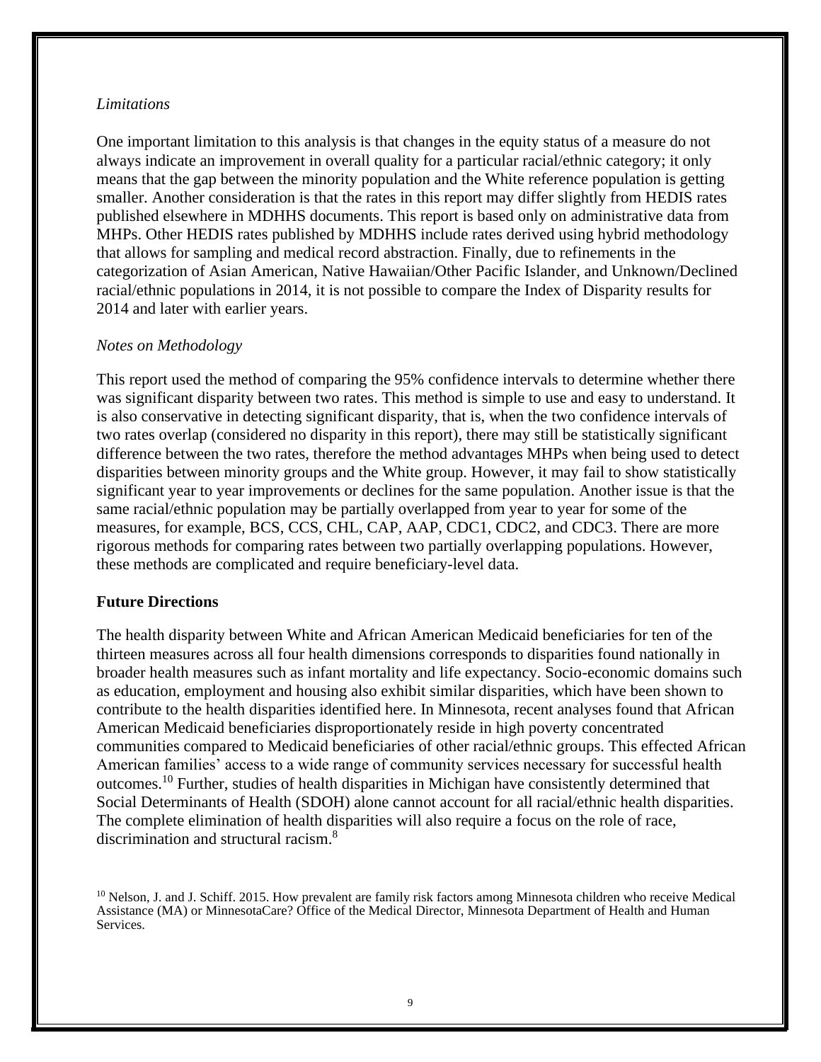*Limitations*

One important limitation to this analysis is that changes in the equity status of a measure do not always indicate an improvement in overall quality for a particular racial/ethnic category; it only means that the gap between the minority population and the White reference population is getting smaller. Another consideration is that the rates in this report may differ slightly from HEDIS rates published elsewhere in MDHHS documents. This report is based only on administrative data from MHPs. Other HEDIS rates published by MDHHS include rates derived using hybrid methodology that allows for sampling and medical record abstraction. Finally, due to refinements in the categorization of Asian American, Native Hawaiian/Other Pacific Islander, and Unknown/Declined racial/ethnic populations in 2014, it is not possible to compare the Index of Disparity results for 2014 and later with earlier years.

*Notes on Methodology*

This report used the method of comparing the 95% confidence intervals to determine whether there was significant disparity between two rates. This method is simple to use and easy to understand. It is also conservative in detecting significant disparity, that is, when the two confidence intervals of two rates overlap (considered no disparity in this report), there may still be statistically significant difference between the two rates, therefore the method advantages MHPs when being used to detect disparities between minority groups and the White group. However, it may fail to show statistically significant year to year improvements or declines for the same population. Another issue is that the same racial/ethnic population may be partially overlapped from year to year for some of the measures, for example, BCS, CCS, CHL, CAP, AAP, CDC1, CDC2, and CDC3. There are more rigorous methods for comparing rates between two partially overlapping populations. However, these methods are complicated and require beneficiary-level data.

## Future Directions

The health disparity between White and African American Medicaid beneficiaries for ten of the thirteen measures across all four health dimensions corresponds to disparities found nationally in broader health measures such as infant mortality and life expectancy. Socio-economic domains such as education, employment and housing also exhibit similar disparities, which have been shown to contribute to the health disparities identified here. In Minnesota, recent analyses found that African American Medicaid beneficiaries disproportionately reside in high poverty concentrated communities compared to Medicaid beneficiaries of other racial/ethnic groups. This effected African American families' access to a wide range of community services necessary for successful health outcomes.[10] Further, studies of health disparities in Michigan have consistently determined that Social Determinants of Health (SDOH) alone cannot account for all racial/ethnic health disparities. The complete elimination of health disparities will also require a focus on the role of race, discrimination and structural racism.[8]

[10] Nelson, J. and J. Schiff. 2015. How prevalent are family risk factors among Minnesota children who receive Medical Assistance (MA) or MinnesotaCare? Office of the Medical Director, Minnesota Department of Health and Human Services.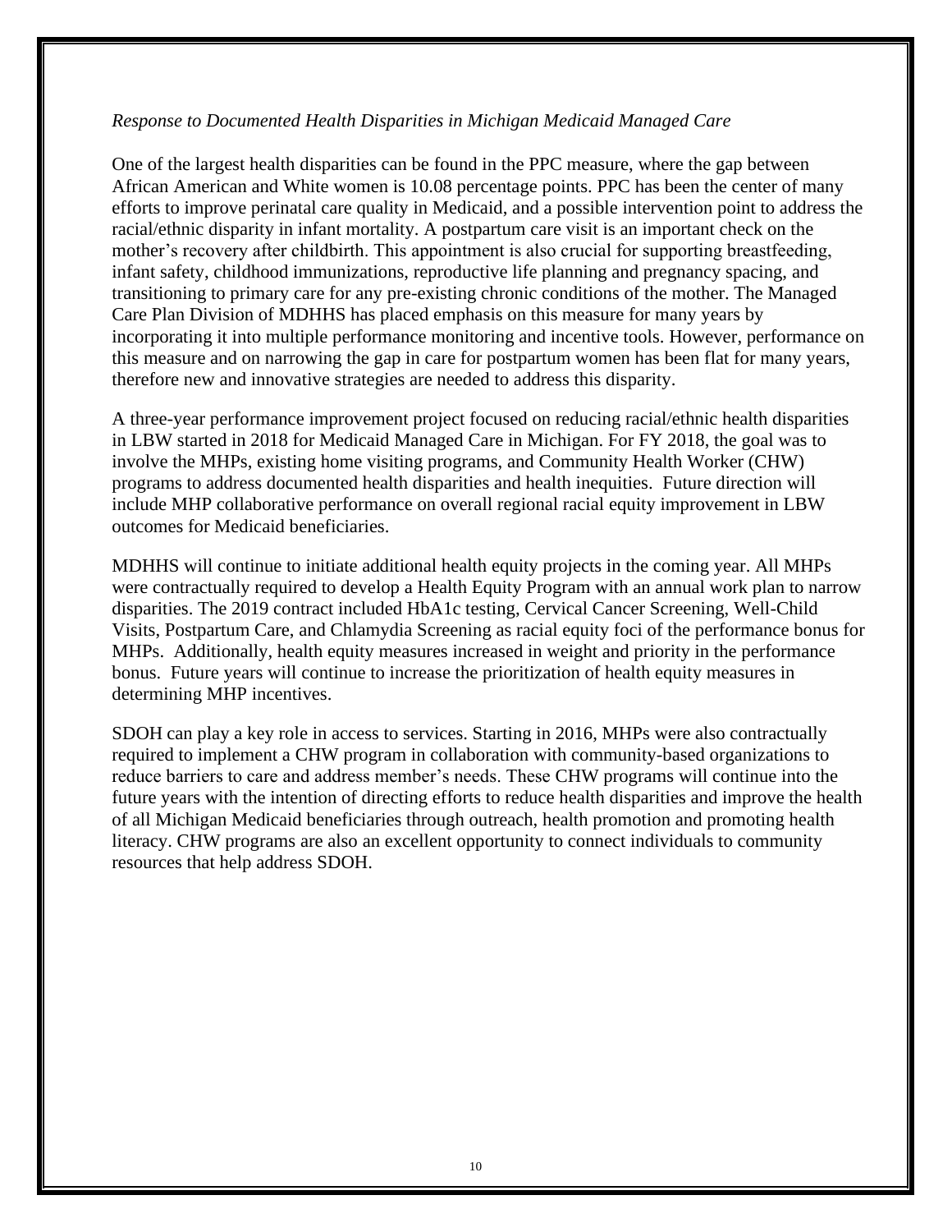*Response to Documented Health Disparities in Michigan Medicaid Managed Care*

One of the largest health disparities can be found in the PPC measure, where the gap between African American and White women is 10.08 percentage points. PPC has been the center of many efforts to improve perinatal care quality in Medicaid, and a possible intervention point to address the racial/ethnic disparity in infant mortality. A postpartum care visit is an important check on the mother's recovery after childbirth. This appointment is also crucial for supporting breastfeeding, infant safety, childhood immunizations, reproductive life planning and pregnancy spacing, and transitioning to primary care for any pre-existing chronic conditions of the mother. The Managed Care Plan Division of MDHHS has placed emphasis on this measure for many years by incorporating it into multiple performance monitoring and incentive tools. However, performance on this measure and on narrowing the gap in care for postpartum women has been flat for many years, therefore new and innovative strategies are needed to address this disparity.

A three-year performance improvement project focused on reducing racial/ethnic health disparities in LBW started in 2018 for Medicaid Managed Care in Michigan. For FY 2018, the goal was to involve the MHPs, existing home visiting programs, and Community Health Worker (CHW) programs to address documented health disparities and health inequities. Future direction will include MHP collaborative performance on overall regional racial equity improvement in LBW outcomes for Medicaid beneficiaries.

MDHHS will continue to initiate additional health equity projects in the coming year. All MHPs were contractually required to develop a Health Equity Program with an annual work plan to narrow disparities. The 2019 contract included HbA1c testing, Cervical Cancer Screening, Well-Child Visits, Postpartum Care, and Chlamydia Screening as racial equity foci of the performance bonus for MHPs. Additionally, health equity measures increased in weight and priority in the performance bonus. Future years will continue to increase the prioritization of health equity measures in determining MHP incentives.

SDOH can play a key role in access to services. Starting in 2016, MHPs were also contractually required to implement a CHW program in collaboration with community-based organizations to reduce barriers to care and address member's needs. These CHW programs will continue into the future years with the intention of directing efforts to reduce health disparities and improve the health of all Michigan Medicaid beneficiaries through outreach, health promotion and promoting health literacy. CHW programs are also an excellent opportunity to connect individuals to community resources that help address SDOH.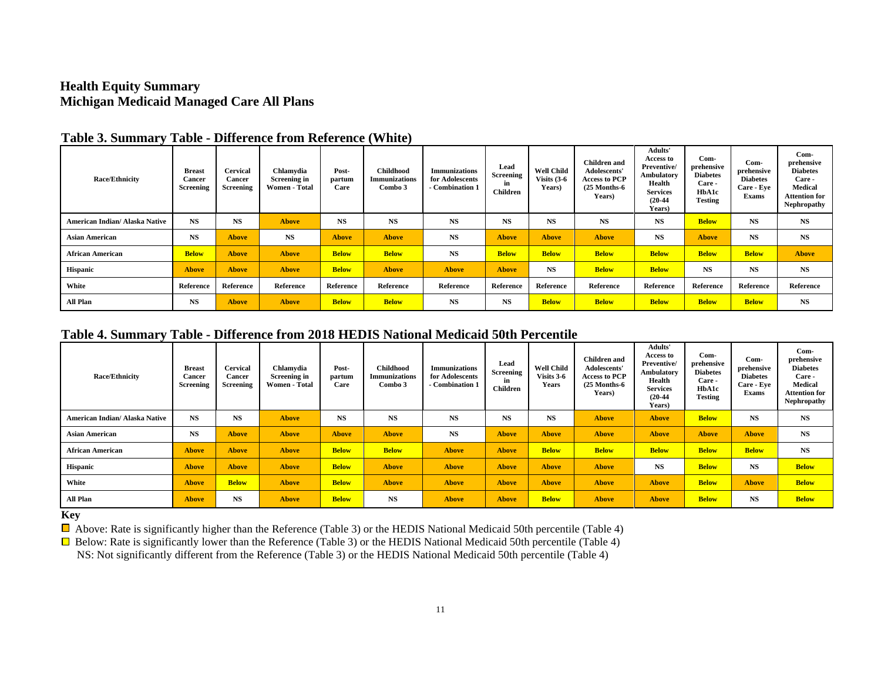## Health Equity Summary
## Michigan Medicaid Managed Care All Plans

### Table 3. Summary Table - Difference from Reference (White)

| Race/Ethnicity | Breast Cancer Screening | Cervical Cancer Screening | Chlamydia Screening in Women - Total | Post-partum Care | Childhood Immunizations Combo 3 | Immunizations for Adolescents - Combination 1 | Lead Screening in Children | Well Child Visits (3-6 Years) | Children and Adolescents' Access to PCP (25 Months-6 Years) | Adults' Access to Preventive/ Ambulatory Health Services (20-44 Years) | Com-prehensive Diabetes Care - HbA1c Testing | Com-prehensive Diabetes Care - Eye Exams | Com-prehensive Diabetes Care - Medical Attention for Nephropathy |
|---|---|---|---|---|---|---|---|---|---|---|---|---|---|
| American Indian/ Alaska Native | NS | NS | Above | NS | NS | NS | NS | NS | NS | NS | Below | NS | NS |
| Asian American | NS | Above | NS | Above | Above | NS | Above | Above | Above | NS | Above | NS | NS |
| African American | Below | Above | Above | Below | Below | NS | Below | Below | Below | Below | Below | Below | Above |
| Hispanic | Above | Above | Above | Below | Above | Above | Above | NS | Below | Below | NS | NS | NS |
| White | Reference | Reference | Reference | Reference | Reference | Reference | Reference | Reference | Reference | Reference | Reference | Reference | Reference |
| All Plan | NS | Above | Above | Below | Below | NS | NS | Below | Below | Below | Below | Below | NS |

### Table 4. Summary Table - Difference from 2018 HEDIS National Medicaid 50th Percentile

| Race/Ethnicity | Breast Cancer Screening | Cervical Cancer Screening | Chlamydia Screening in Women - Total | Post-partum Care | Childhood Immunizations Combo 3 | Immunizations for Adolescents - Combination 1 | Lead Screening in Children | Well Child Visits 3-6 Years | Children and Adolescents' Access to PCP (25 Months-6 Years) | Adults' Access to Preventive/ Ambulatory Health Services (20-44 Years) | Com-prehensive Diabetes Care - HbA1c Testing | Com-prehensive Diabetes Care - Eye Exams | Com-prehensive Diabetes Care - Medical Attention for Nephropathy |
|---|---|---|---|---|---|---|---|---|---|---|---|---|---|
| American Indian/ Alaska Native | NS | NS | Above | NS | NS | NS | NS | NS | Above | Above | Below | NS | NS |
| Asian American | NS | Above | Above | Above | Above | NS | Above | Above | Above | Above | Above | Above | NS |
| African American | Above | Above | Above | Below | Below | Above | Above | Below | Below | Below | Below | Below | NS |
| Hispanic | Above | Above | Above | Below | Above | Above | Above | Above | Above | NS | Below | NS | Below |
| White | Above | Below | Above | Below | Above | Above | Above | Above | Above | Above | Below | Above | Below |
| All Plan | Above | NS | Above | Below | NS | Above | Above | Below | Above | Above | Below | NS | Below |

**Key**

- Above: Rate is significantly higher than the Reference (Table 3) or the HEDIS National Medicaid 50th percentile (Table 4)
- Below: Rate is significantly lower than the Reference (Table 3) or the HEDIS National Medicaid 50th percentile (Table 4)
- NS: Not significantly different from the Reference (Table 3) or the HEDIS National Medicaid 50th percentile (Table 4)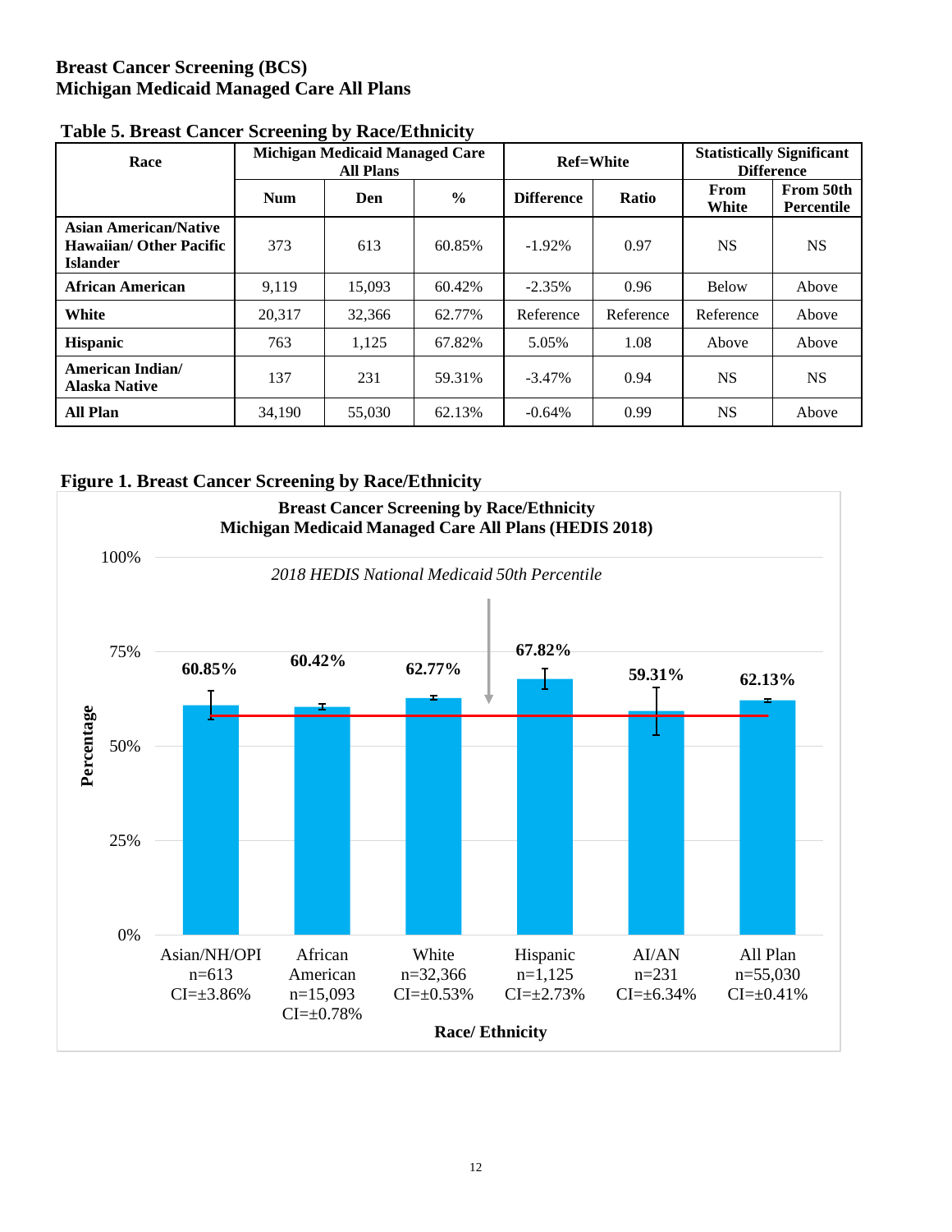**Breast Cancer Screening (BCS)**
**Michigan Medicaid Managed Care All Plans**

**Table 5. Breast Cancer Screening by Race/Ethnicity**

| Race | Michigan Medicaid Managed Care All Plans | | | Ref=White | | Statistically Significant Difference | |
|---|---|---|---|---|---|---|---|
| | Num | Den | % | Difference | Ratio | From White | From 50th Percentile |
| **Asian American/Native Hawaiian/ Other Pacific Islander** | 373 | 613 | 60.85% | -1.92% | 0.97 | NS | NS |
| **African American** | 9,119 | 15,093 | 60.42% | -2.35% | 0.96 | Below | Above |
| **White** | 20,317 | 32,366 | 62.77% | Reference | Reference | Reference | Above |
| **Hispanic** | 763 | 1,125 | 67.82% | 5.05% | 1.08 | Above | Above |
| **American Indian/ Alaska Native** | 137 | 231 | 59.31% | -3.47% | 0.94 | NS | NS |
| **All Plan** | 34,190 | 55,030 | 62.13% | -0.64% | 0.99 | NS | Above |

**Figure 1. Breast Cancer Screening by Race/Ethnicity**

**Breast Cancer Screening by Race/Ethnicity**
**Michigan Medicaid Managed Care All Plans (HEDIS 2018)**

*2018 HEDIS National Medicaid 50th Percentile*

| Race/ Ethnicity | Percentage |
|---|---|
| Asian/NH/OPI n=613 CI=±3.86% | 60.85% |
| African American n=15,093 CI=±0.78% | 60.42% |
| White n=32,366 CI=±0.53% | 62.77% |
| Hispanic n=1,125 CI=±2.73% | 67.82% |
| AI/AN n=231 CI=±6.34% | 59.31% |
| All Plan n=55,030 CI=±0.41% | 62.13% |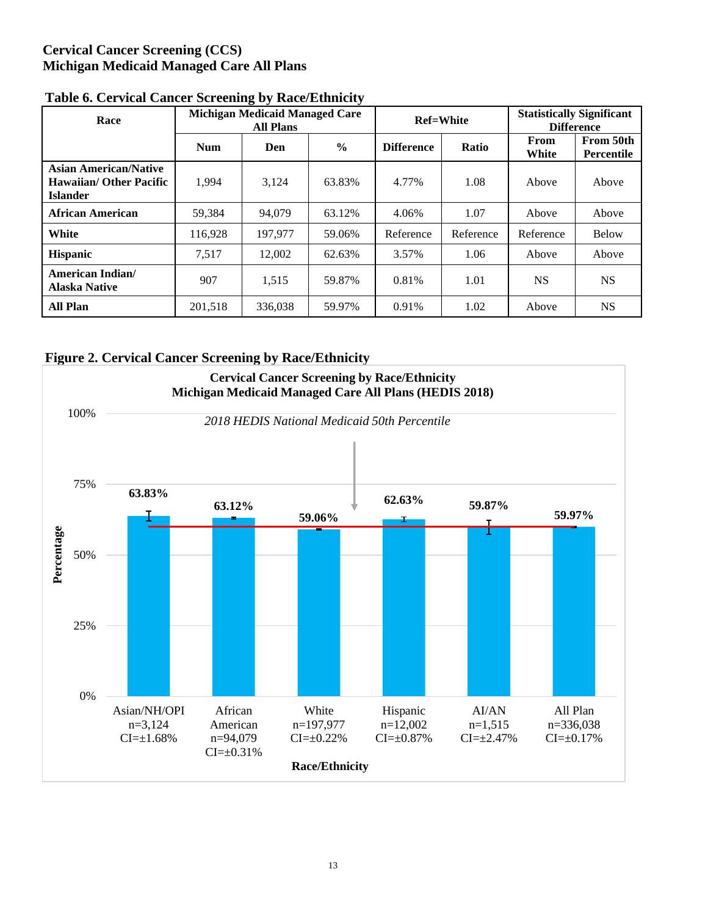# Cervical Cancer Screening (CCS)
## Michigan Medicaid Managed Care All Plans

**Table 6. Cervical Cancer Screening by Race/Ethnicity**

| Race | Michigan Medicaid Managed Care All Plans | | | Ref=White | | Statistically Significant Difference | |
|---|---|---|---|---|---|---|---|
| | Num | Den | % | Difference | Ratio | From White | From 50th Percentile |
| **Asian American/Native Hawaiian/ Other Pacific Islander** | 1,994 | 3,124 | 63.83% | 4.77% | 1.08 | Above | Above |
| **African American** | 59,384 | 94,079 | 63.12% | 4.06% | 1.07 | Above | Above |
| **White** | 116,928 | 197,977 | 59.06% | Reference | Reference | Reference | Below |
| **Hispanic** | 7,517 | 12,002 | 62.63% | 3.57% | 1.06 | Above | Above |
| **American Indian/ Alaska Native** | 907 | 1,515 | 59.87% | 0.81% | 1.01 | NS | NS |
| **All Plan** | 201,518 | 336,038 | 59.97% | 0.91% | 1.02 | Above | NS |

**Figure 2. Cervical Cancer Screening by Race/Ethnicity**

**Cervical Cancer Screening by Race/Ethnicity**
**Michigan Medicaid Managed Care All Plans (HEDIS 2018)**

*2018 HEDIS National Medicaid 50th Percentile*

| Race/Ethnicity | n | CI | Percentage |
|---|---|---|---|
| Asian/NH/OPI | 3,124 | ±1.68% | 63.83% |
| African American | 94,079 | ±0.31% | 63.12% |
| White | 197,977 | ±0.22% | 59.06% |
| Hispanic | 12,002 | ±0.87% | 62.63% |
| AI/AN | 1,515 | ±2.47% | 59.87% |
| All Plan | 336,038 | ±0.17% | 59.97% |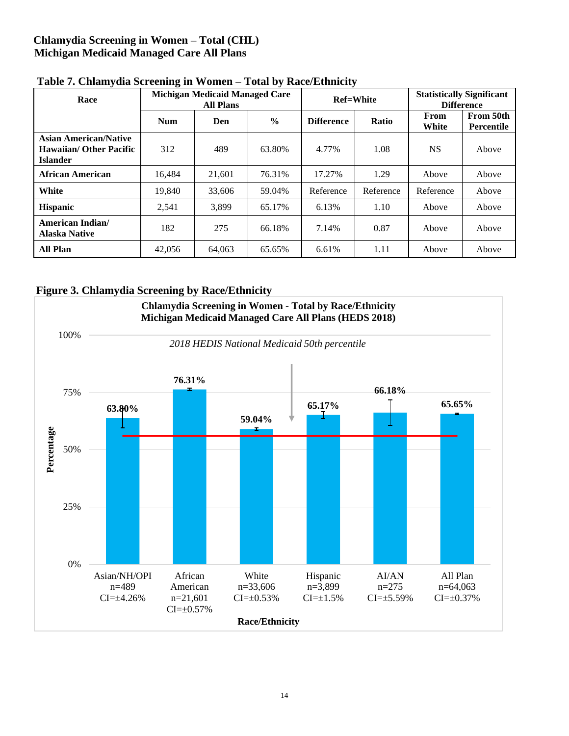**Chlamydia Screening in Women – Total (CHL)**
**Michigan Medicaid Managed Care All Plans**

**Table 7. Chlamydia Screening in Women – Total by Race/Ethnicity**

| Race | Michigan Medicaid Managed Care All Plans | | | Ref=White | | Statistically Significant Difference | |
|---|---|---|---|---|---|---|---|
| | Num | Den | % | Difference | Ratio | From White | From 50th Percentile |
| Asian American/Native Hawaiian/ Other Pacific Islander | 312 | 489 | 63.80% | 4.77% | 1.08 | NS | Above |
| African American | 16,484 | 21,601 | 76.31% | 17.27% | 1.29 | Above | Above |
| White | 19,840 | 33,606 | 59.04% | Reference | Reference | Reference | Above |
| Hispanic | 2,541 | 3,899 | 65.17% | 6.13% | 1.10 | Above | Above |
| American Indian/ Alaska Native | 182 | 275 | 66.18% | 7.14% | 0.87 | Above | Above |
| All Plan | 42,056 | 64,063 | 65.65% | 6.61% | 1.11 | Above | Above |

**Figure 3. Chlamydia Screening by Race/Ethnicity**

**Chlamydia Screening in Women - Total by Race/Ethnicity**
**Michigan Medicaid Managed Care All Plans (HEDS 2018)**

*2018 HEDIS National Medicaid 50th percentile*

| Race/Ethnicity | Percentage |
|---|---|
| Asian/NH/OPI n=489 CI=±4.26% | 63.80% |
| African American n=21,601 CI=±0.57% | 76.31% |
| White n=33,606 CI=±0.53% | 59.04% |
| Hispanic n=3,899 CI=±1.5% | 65.17% |
| AI/AN n=275 CI=±5.59% | 66.18% |
| All Plan n=64,063 CI=±0.37% | 65.65% |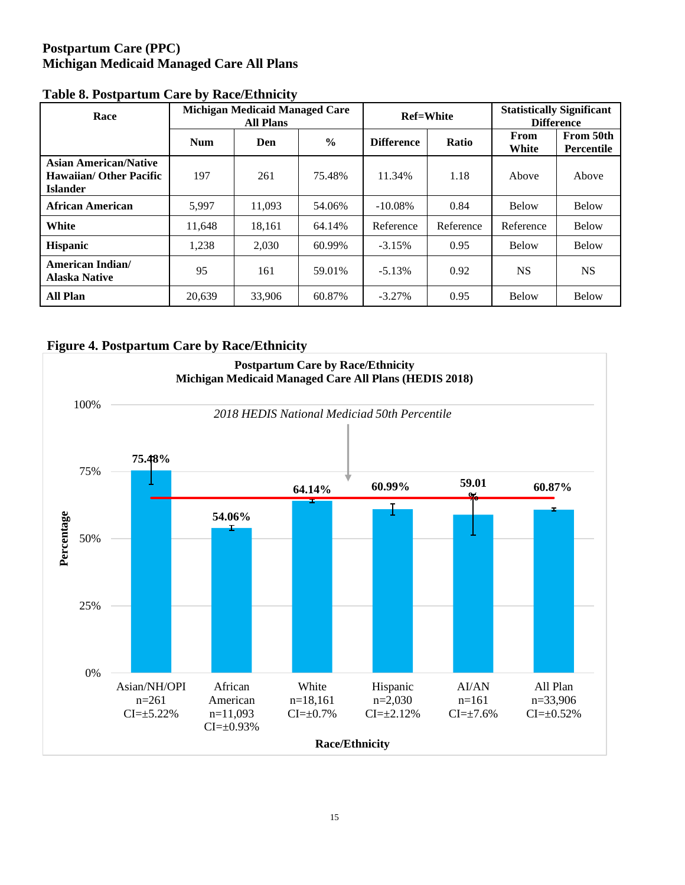# Postpartum Care (PPC)
# Michigan Medicaid Managed Care All Plans

## Table 8. Postpartum Care by Race/Ethnicity

| Race | Michigan Medicaid Managed Care All Plans | | | Ref=White | | Statistically Significant Difference | |
|---|---|---|---|---|---|---|---|
| | Num | Den | % | Difference | Ratio | From White | From 50th Percentile |
| **Asian American/Native Hawaiian/ Other Pacific Islander** | 197 | 261 | 75.48% | 11.34% | 1.18 | Above | Above |
| **African American** | 5,997 | 11,093 | 54.06% | -10.08% | 0.84 | Below | Below |
| **White** | 11,648 | 18,161 | 64.14% | Reference | Reference | Reference | Below |
| **Hispanic** | 1,238 | 2,030 | 60.99% | -3.15% | 0.95 | Below | Below |
| **American Indian/ Alaska Native** | 95 | 161 | 59.01% | -5.13% | 0.92 | NS | NS |
| **All Plan** | 20,639 | 33,906 | 60.87% | -3.27% | 0.95 | Below | Below |

## Figure 4. Postpartum Care by Race/Ethnicity

**Postpartum Care by Race/Ethnicity**
**Michigan Medicaid Managed Care All Plans (HEDIS 2018)**

*2018 HEDIS National Mediciad 50th Percentile*

| Race/Ethnicity | Percentage |
|---|---|
| Asian/NH/OPI n=261 CI=±5.22% | 75.48% |
| African American n=11,093 CI=±0.93% | 54.06% |
| White n=18,161 CI=±0.7% | 64.14% |
| Hispanic n=2,030 CI=±2.12% | 60.99% |
| AI/AN n=161 CI=±7.6% | 59.01% |
| All Plan n=33,906 CI=±0.52% | 60.87% |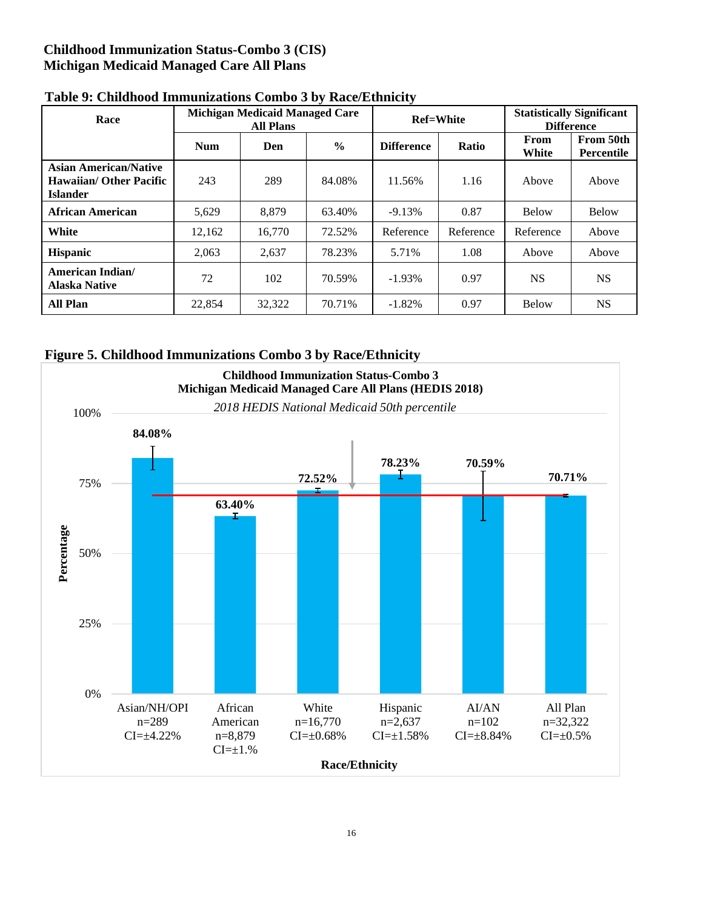## Childhood Immunization Status-Combo 3 (CIS)
## Michigan Medicaid Managed Care All Plans

**Table 9: Childhood Immunizations Combo 3 by Race/Ethnicity**

| Race | Michigan Medicaid Managed Care All Plans | | | Ref=White | | Statistically Significant Difference | |
|---|---|---|---|---|---|---|---|
| | Num | Den | % | Difference | Ratio | From White | From 50th Percentile |
| **Asian American/Native Hawaiian/ Other Pacific Islander** | 243 | 289 | 84.08% | 11.56% | 1.16 | Above | Above |
| **African American** | 5,629 | 8,879 | 63.40% | -9.13% | 0.87 | Below | Below |
| **White** | 12,162 | 16,770 | 72.52% | Reference | Reference | Reference | Above |
| **Hispanic** | 2,063 | 2,637 | 78.23% | 5.71% | 1.08 | Above | Above |
| **American Indian/ Alaska Native** | 72 | 102 | 70.59% | -1.93% | 0.97 | NS | NS |
| **All Plan** | 22,854 | 32,322 | 70.71% | -1.82% | 0.97 | Below | NS |

**Figure 5. Childhood Immunizations Combo 3 by Race/Ethnicity**

**Childhood Immunization Status-Combo 3**
**Michigan Medicaid Managed Care All Plans (HEDIS 2018)**

*2018 HEDIS National Medicaid 50th percentile*

| Race/Ethnicity | Percentage |
|---|---|
| Asian/NH/OPI n=289 CI=±4.22% | 84.08% |
| African American n=8,879 CI=±1.% | 63.40% |
| White n=16,770 CI=±0.68% | 72.52% |
| Hispanic n=2,637 CI=±1.58% | 78.23% |
| AI/AN n=102 CI=±8.84% | 70.59% |
| All Plan n=32,322 CI=±0.5% | 70.71% |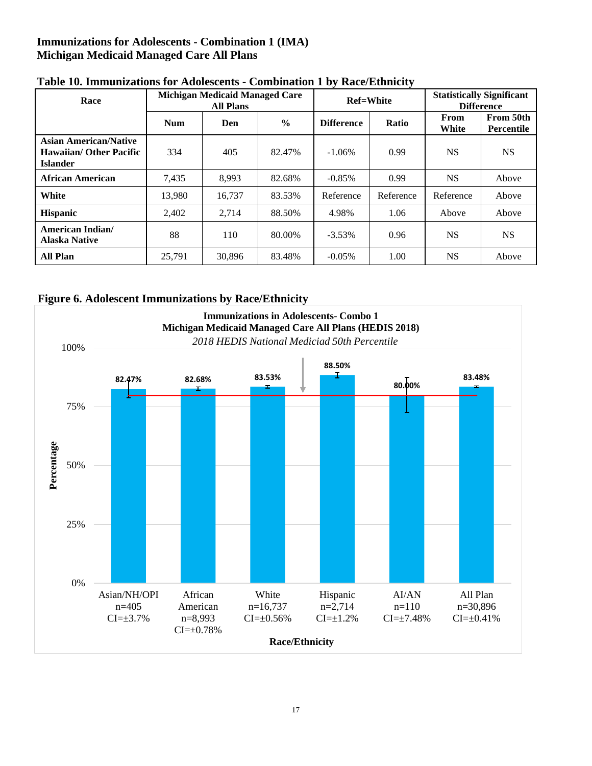**Immunizations for Adolescents - Combination 1 (IMA)**
**Michigan Medicaid Managed Care All Plans**

**Table 10. Immunizations for Adolescents - Combination 1 by Race/Ethnicity**

| Race | Michigan Medicaid Managed Care All Plans | | | Ref=White | | Statistically Significant Difference | |
|---|---|---|---|---|---|---|---|
| | Num | Den | % | Difference | Ratio | From White | From 50th Percentile |
| **Asian American/Native Hawaiian/ Other Pacific Islander** | 334 | 405 | 82.47% | -1.06% | 0.99 | NS | NS |
| **African American** | 7,435 | 8,993 | 82.68% | -0.85% | 0.99 | NS | Above |
| **White** | 13,980 | 16,737 | 83.53% | Reference | Reference | Reference | Above |
| **Hispanic** | 2,402 | 2,714 | 88.50% | 4.98% | 1.06 | Above | Above |
| **American Indian/ Alaska Native** | 88 | 110 | 80.00% | -3.53% | 0.96 | NS | NS |
| **All Plan** | 25,791 | 30,896 | 83.48% | -0.05% | 1.00 | NS | Above |

**Figure 6. Adolescent Immunizations by Race/Ethnicity**

**Immunizations in Adolescents- Combo 1**
**Michigan Medicaid Managed Care All Plans (HEDIS 2018)**
*2018 HEDIS National Mediciad 50th Percentile*

| Race/Ethnicity | Percentage |
|---|---|
| Asian/NH/OPI n=405 CI=±3.7% | 82.47% |
| African American n=8,993 CI=±0.78% | 82.68% |
| White n=16,737 CI=±0.56% | 83.53% |
| Hispanic n=2,714 CI=±1.2% | 88.50% |
| AI/AN n=110 CI=±7.48% | 80.00% |
| All Plan n=30,896 CI=±0.41% | 83.48% |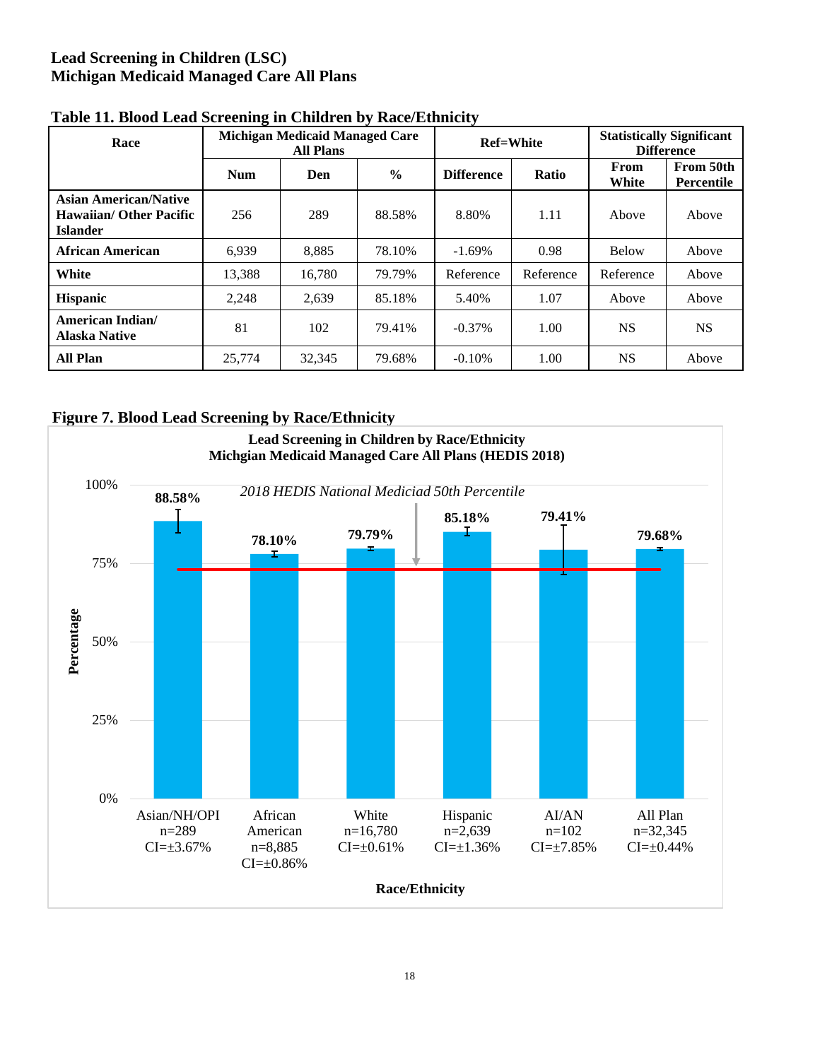# Lead Screening in Children (LSC)
## Michigan Medicaid Managed Care All Plans

**Table 11. Blood Lead Screening in Children by Race/Ethnicity**

| Race | Michigan Medicaid Managed Care All Plans | | | Ref=White | | Statistically Significant Difference | |
|---|---|---|---|---|---|---|---|
| | Num | Den | % | Difference | Ratio | From White | From 50th Percentile |
| **Asian American/Native Hawaiian/ Other Pacific Islander** | 256 | 289 | 88.58% | 8.80% | 1.11 | Above | Above |
| **African American** | 6,939 | 8,885 | 78.10% | -1.69% | 0.98 | Below | Above |
| **White** | 13,388 | 16,780 | 79.79% | Reference | Reference | Reference | Above |
| **Hispanic** | 2,248 | 2,639 | 85.18% | 5.40% | 1.07 | Above | Above |
| **American Indian/ Alaska Native** | 81 | 102 | 79.41% | -0.37% | 1.00 | NS | NS |
| **All Plan** | 25,774 | 32,345 | 79.68% | -0.10% | 1.00 | NS | Above |

**Figure 7. Blood Lead Screening by Race/Ethnicity**

**Lead Screening in Children by Race/Ethnicity**
**Michgian Medicaid Managed Care All Plans (HEDIS 2018)**

*2018 HEDIS National Mediciad 50th Percentile*

| Race/Ethnicity | n | CI | Percentage |
|---|---|---|---|
| Asian/NH/OPI | 289 | ±3.67% | 88.58% |
| African American | 8,885 | ±0.86% | 78.10% |
| White | 16,780 | ±0.61% | 79.79% |
| Hispanic | 2,639 | ±1.36% | 85.18% |
| AI/AN | 102 | ±7.85% | 79.41% |
| All Plan | 32,345 | ±0.44% | 79.68% |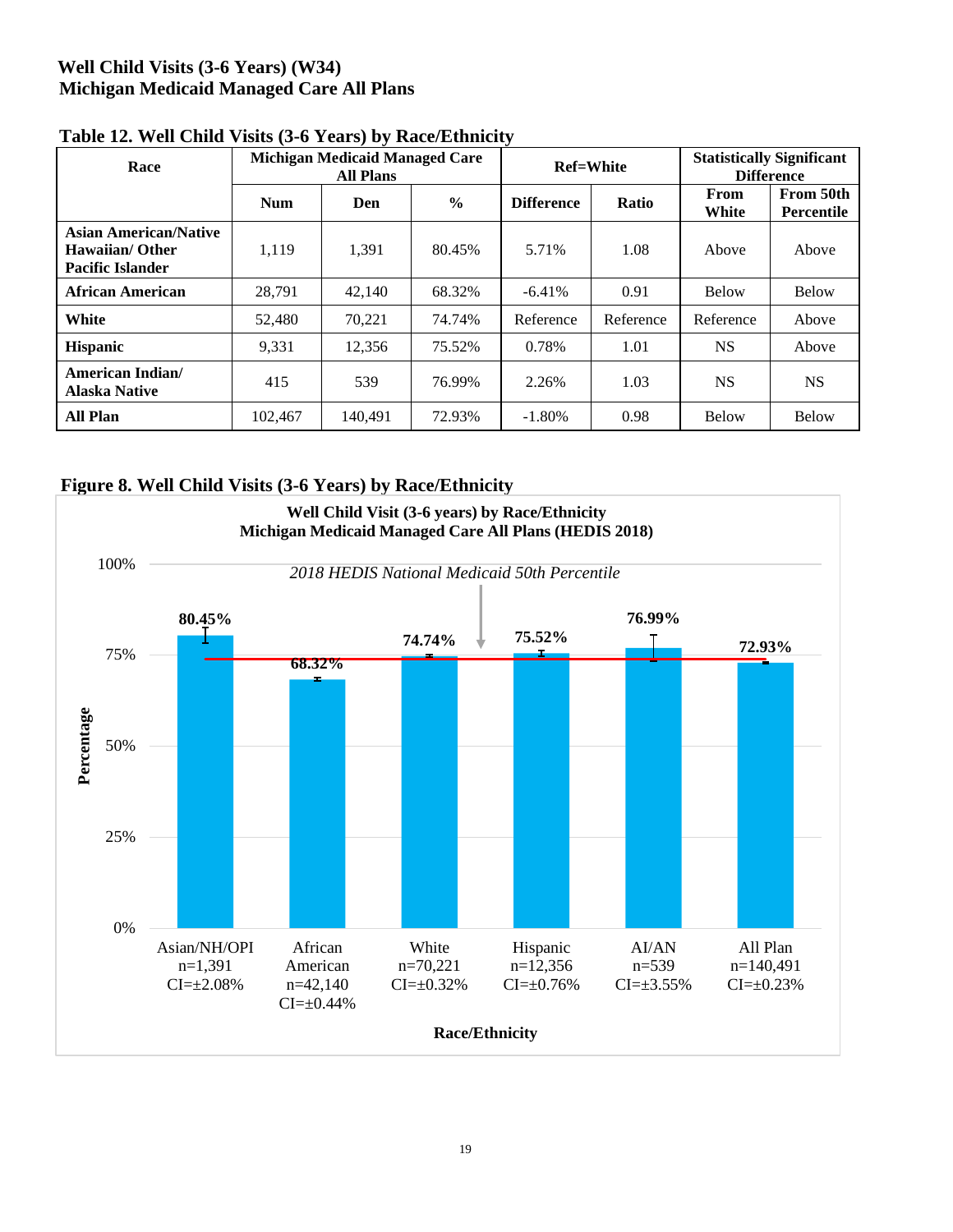# Well Child Visits (3-6 Years) (W34)
## Michigan Medicaid Managed Care All Plans

**Table 12. Well Child Visits (3-6 Years) by Race/Ethnicity**

| Race | Michigan Medicaid Managed Care All Plans | | | Ref=White | | Statistically Significant Difference | |
|---|---|---|---|---|---|---|---|
| | Num | Den | % | Difference | Ratio | From White | From 50th Percentile |
| **Asian American/Native Hawaiian/ Other Pacific Islander** | 1,119 | 1,391 | 80.45% | 5.71% | 1.08 | Above | Above |
| **African American** | 28,791 | 42,140 | 68.32% | -6.41% | 0.91 | Below | Below |
| **White** | 52,480 | 70,221 | 74.74% | Reference | Reference | Reference | Above |
| **Hispanic** | 9,331 | 12,356 | 75.52% | 0.78% | 1.01 | NS | Above |
| **American Indian/ Alaska Native** | 415 | 539 | 76.99% | 2.26% | 1.03 | NS | NS |
| **All Plan** | 102,467 | 140,491 | 72.93% | -1.80% | 0.98 | Below | Below |

**Figure 8. Well Child Visits (3-6 Years) by Race/Ethnicity**

**Well Child Visit (3-6 years) by Race/Ethnicity**
**Michigan Medicaid Managed Care All Plans (HEDIS 2018)**

*2018 HEDIS National Medicaid 50th Percentile*

| Race/Ethnicity | Percentage | n | CI |
|---|---|---|---|
| Asian/NH/OPI | 80.45% | 1,391 | ±2.08% |
| African American | 68.32% | 42,140 | ±0.44% |
| White | 74.74% | 70,221 | ±0.32% |
| Hispanic | 75.52% | 12,356 | ±0.76% |
| AI/AN | 76.99% | 539 | ±3.55% |
| All Plan | 72.93% | 140,491 | ±0.23% |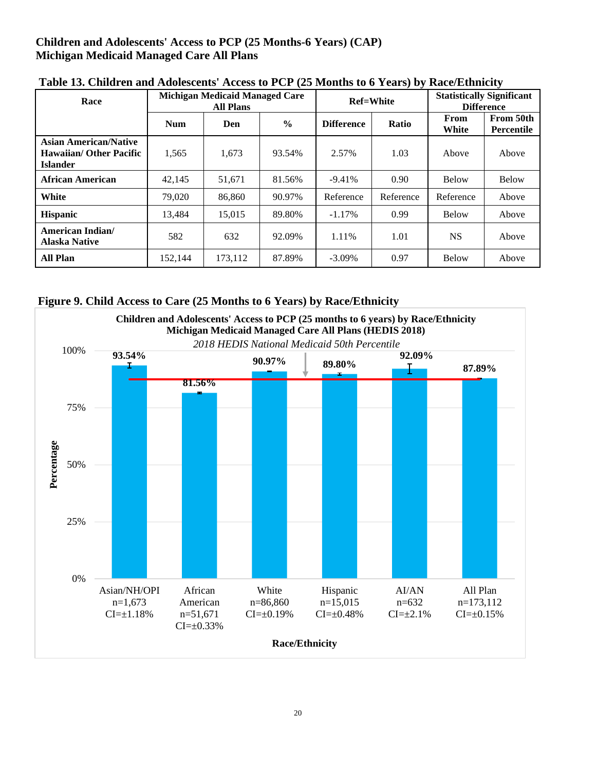**Children and Adolescents' Access to PCP (25 Months-6 Years) (CAP)**
**Michigan Medicaid Managed Care All Plans**

**Table 13. Children and Adolescents' Access to PCP (25 Months to 6 Years) by Race/Ethnicity**

| Race | Michigan Medicaid Managed Care All Plans | | | Ref=White | | Statistically Significant Difference | |
|---|---|---|---|---|---|---|---|
| | Num | Den | % | Difference | Ratio | From White | From 50th Percentile |
| **Asian American/Native Hawaiian/ Other Pacific Islander** | 1,565 | 1,673 | 93.54% | 2.57% | 1.03 | Above | Above |
| **African American** | 42,145 | 51,671 | 81.56% | -9.41% | 0.90 | Below | Below |
| **White** | 79,020 | 86,860 | 90.97% | Reference | Reference | Reference | Above |
| **Hispanic** | 13,484 | 15,015 | 89.80% | -1.17% | 0.99 | Below | Above |
| **American Indian/ Alaska Native** | 582 | 632 | 92.09% | 1.11% | 1.01 | NS | Above |
| **All Plan** | 152,144 | 173,112 | 87.89% | -3.09% | 0.97 | Below | Above |

**Figure 9. Child Access to Care (25 Months to 6 Years) by Race/Ethnicity**

**Children and Adolescents' Access to PCP (25 months to 6 years) by Race/Ethnicity**
**Michigan Medicaid Managed Care All Plans (HEDIS 2018)**
*2018 HEDIS National Medicaid 50th Percentile*

| Race/Ethnicity | n | CI | Percentage |
|---|---|---|---|
| Asian/NH/OPI | 1,673 | ±1.18% | 93.54% |
| African American | 51,671 | ±0.33% | 81.56% |
| White | 86,860 | ±0.19% | 90.97% |
| Hispanic | 15,015 | ±0.48% | 89.80% |
| AI/AN | 632 | ±2.1% | 92.09% |
| All Plan | 173,112 | ±0.15% | 87.89% |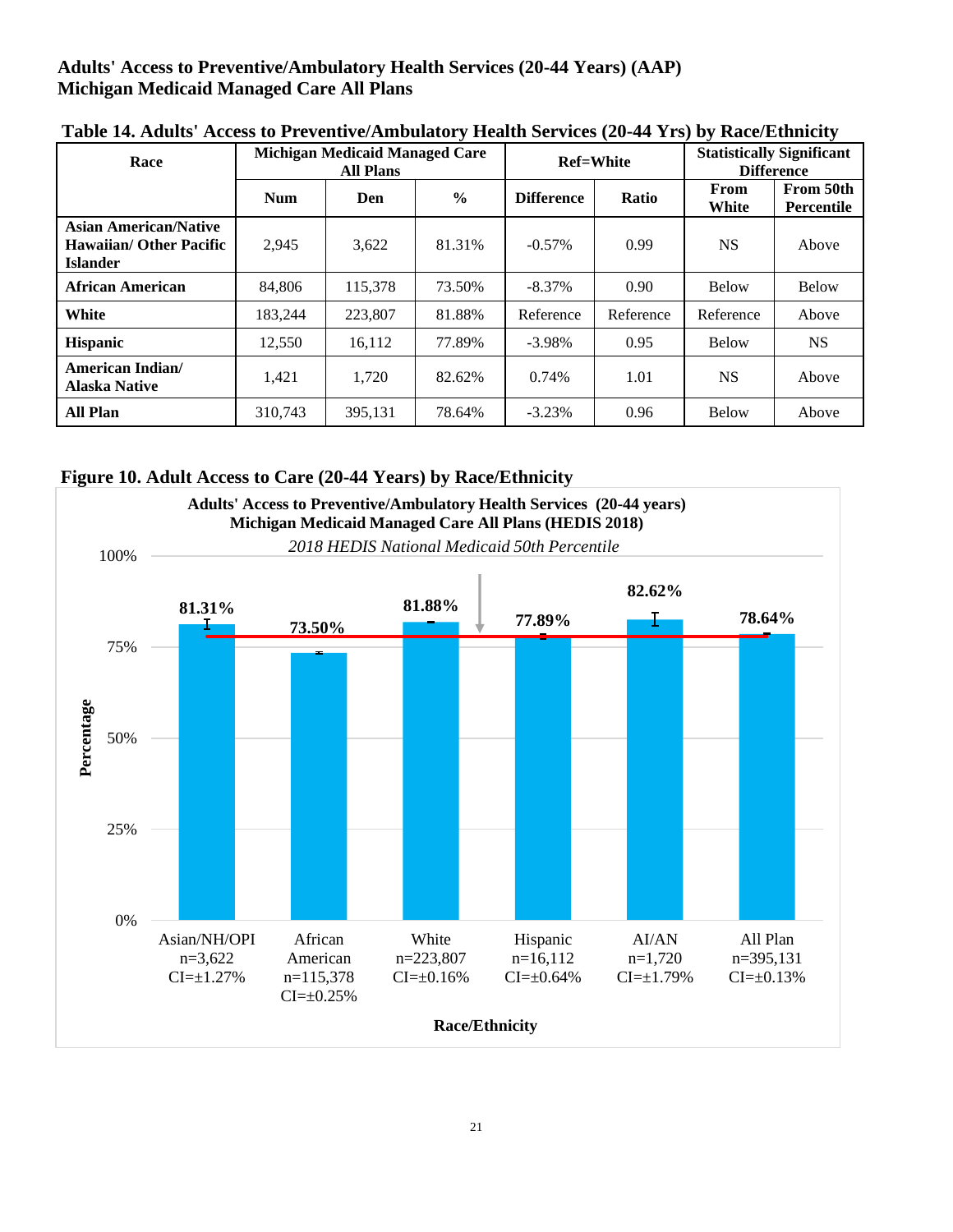**Adults' Access to Preventive/Ambulatory Health Services (20-44 Years) (AAP)**
**Michigan Medicaid Managed Care All Plans**

**Table 14. Adults' Access to Preventive/Ambulatory Health Services (20-44 Yrs) by Race/Ethnicity**

| Race | Michigan Medicaid Managed Care All Plans | | | Ref=White | | Statistically Significant Difference | |
|---|---|---|---|---|---|---|---|
| | Num | Den | % | Difference | Ratio | From White | From 50th Percentile |
| Asian American/Native Hawaiian/ Other Pacific Islander | 2,945 | 3,622 | 81.31% | -0.57% | 0.99 | NS | Above |
| African American | 84,806 | 115,378 | 73.50% | -8.37% | 0.90 | Below | Below |
| White | 183,244 | 223,807 | 81.88% | Reference | Reference | Reference | Above |
| Hispanic | 12,550 | 16,112 | 77.89% | -3.98% | 0.95 | Below | NS |
| American Indian/ Alaska Native | 1,421 | 1,720 | 82.62% | 0.74% | 1.01 | NS | Above |
| All Plan | 310,743 | 395,131 | 78.64% | -3.23% | 0.96 | Below | Above |

**Figure 10. Adult Access to Care (20-44 Years) by Race/Ethnicity**

**Adults' Access to Preventive/Ambulatory Health Services (20-44 years)**
**Michigan Medicaid Managed Care All Plans (HEDIS 2018)**
*2018 HEDIS National Medicaid 50th Percentile*

| Race/Ethnicity | n | CI | Percentage |
|---|---|---|---|
| Asian/NH/OPI | 3,622 | ±1.27% | 81.31% |
| African American | 115,378 | ±0.25% | 73.50% |
| White | 223,807 | ±0.16% | 81.88% |
| Hispanic | 16,112 | ±0.64% | 77.89% |
| AI/AN | 1,720 | ±1.79% | 82.62% |
| All Plan | 395,131 | ±0.13% | 78.64% |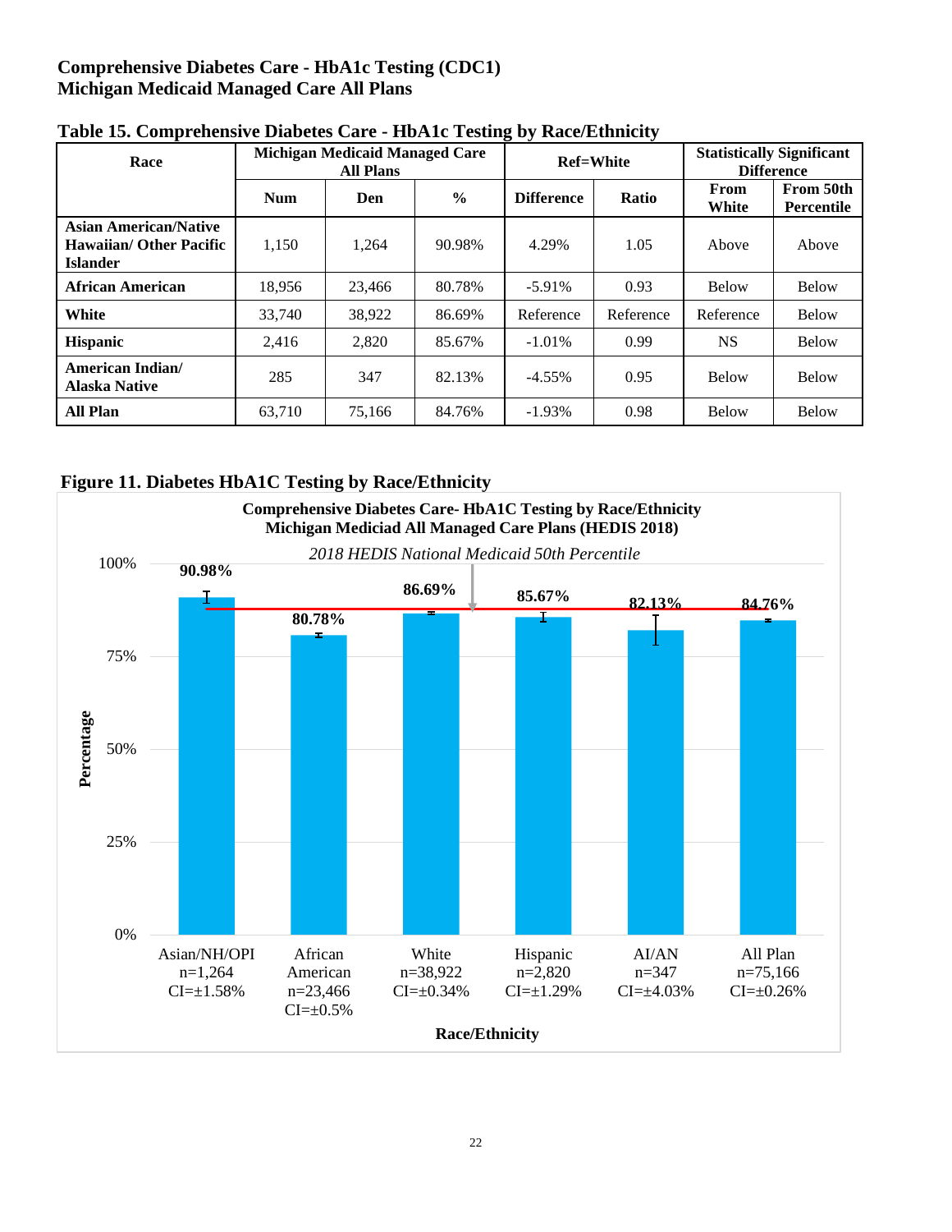**Comprehensive Diabetes Care - HbA1c Testing (CDC1)**
**Michigan Medicaid Managed Care All Plans**

**Table 15. Comprehensive Diabetes Care - HbA1c Testing by Race/Ethnicity**

| Race | Michigan Medicaid Managed Care All Plans | | | Ref=White | | Statistically Significant Difference | |
|---|---|---|---|---|---|---|---|
| | Num | Den | % | Difference | Ratio | From White | From 50th Percentile |
| **Asian American/Native Hawaiian/ Other Pacific Islander** | 1,150 | 1,264 | 90.98% | 4.29% | 1.05 | Above | Above |
| **African American** | 18,956 | 23,466 | 80.78% | -5.91% | 0.93 | Below | Below |
| **White** | 33,740 | 38,922 | 86.69% | Reference | Reference | Reference | Below |
| **Hispanic** | 2,416 | 2,820 | 85.67% | -1.01% | 0.99 | NS | Below |
| **American Indian/ Alaska Native** | 285 | 347 | 82.13% | -4.55% | 0.95 | Below | Below |
| **All Plan** | 63,710 | 75,166 | 84.76% | -1.93% | 0.98 | Below | Below |

**Figure 11. Diabetes HbA1C Testing by Race/Ethnicity**

**Comprehensive Diabetes Care- HbA1C Testing by Race/Ethnicity**
**Michigan Mediciad All Managed Care Plans (HEDIS 2018)**

*2018 HEDIS National Medicaid 50th Percentile*

| Race/Ethnicity | Percentage |
|---|---|
| Asian/NH/OPI n=1,264 CI=±1.58% | 90.98% |
| African American n=23,466 CI=±0.5% | 80.78% |
| White n=38,922 CI=±0.34% | 86.69% |
| Hispanic n=2,820 CI=±1.29% | 85.67% |
| AI/AN n=347 CI=±4.03% | 82.13% |
| All Plan n=75,166 CI=±0.26% | 84.76% |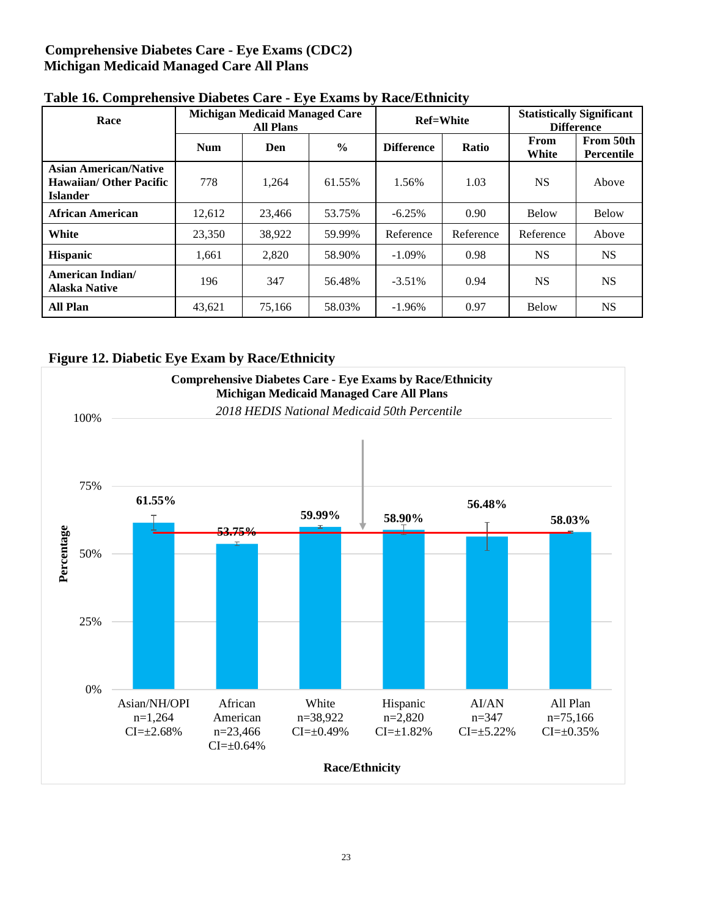**Comprehensive Diabetes Care - Eye Exams (CDC2)**
**Michigan Medicaid Managed Care All Plans**

**Table 16. Comprehensive Diabetes Care - Eye Exams by Race/Ethnicity**

| Race | Michigan Medicaid Managed Care All Plans | | | Ref=White | | Statistically Significant Difference | |
|---|---|---|---|---|---|---|---|
| | Num | Den | % | Difference | Ratio | From White | From 50th Percentile |
| **Asian American/Native Hawaiian/ Other Pacific Islander** | 778 | 1,264 | 61.55% | 1.56% | 1.03 | NS | Above |
| **African American** | 12,612 | 23,466 | 53.75% | -6.25% | 0.90 | Below | Below |
| **White** | 23,350 | 38,922 | 59.99% | Reference | Reference | Reference | Above |
| **Hispanic** | 1,661 | 2,820 | 58.90% | -1.09% | 0.98 | NS | NS |
| **American Indian/ Alaska Native** | 196 | 347 | 56.48% | -3.51% | 0.94 | NS | NS |
| **All Plan** | 43,621 | 75,166 | 58.03% | -1.96% | 0.97 | Below | NS |

**Figure 12. Diabetic Eye Exam by Race/Ethnicity**

**Comprehensive Diabetes Care - Eye Exams by Race/Ethnicity**
**Michigan Medicaid Managed Care All Plans**
*2018 HEDIS National Medicaid 50th Percentile*

| Race/Ethnicity | Percentage | n | CI |
|---|---|---|---|
| Asian/NH/OPI | 61.55% | 1,264 | ±2.68% |
| African American | 53.75% | 23,466 | ±0.64% |
| White | 59.99% | 38,922 | ±0.49% |
| Hispanic | 58.90% | 2,820 | ±1.82% |
| AI/AN | 56.48% | 347 | ±5.22% |
| All Plan | 58.03% | 75,166 | ±0.35% |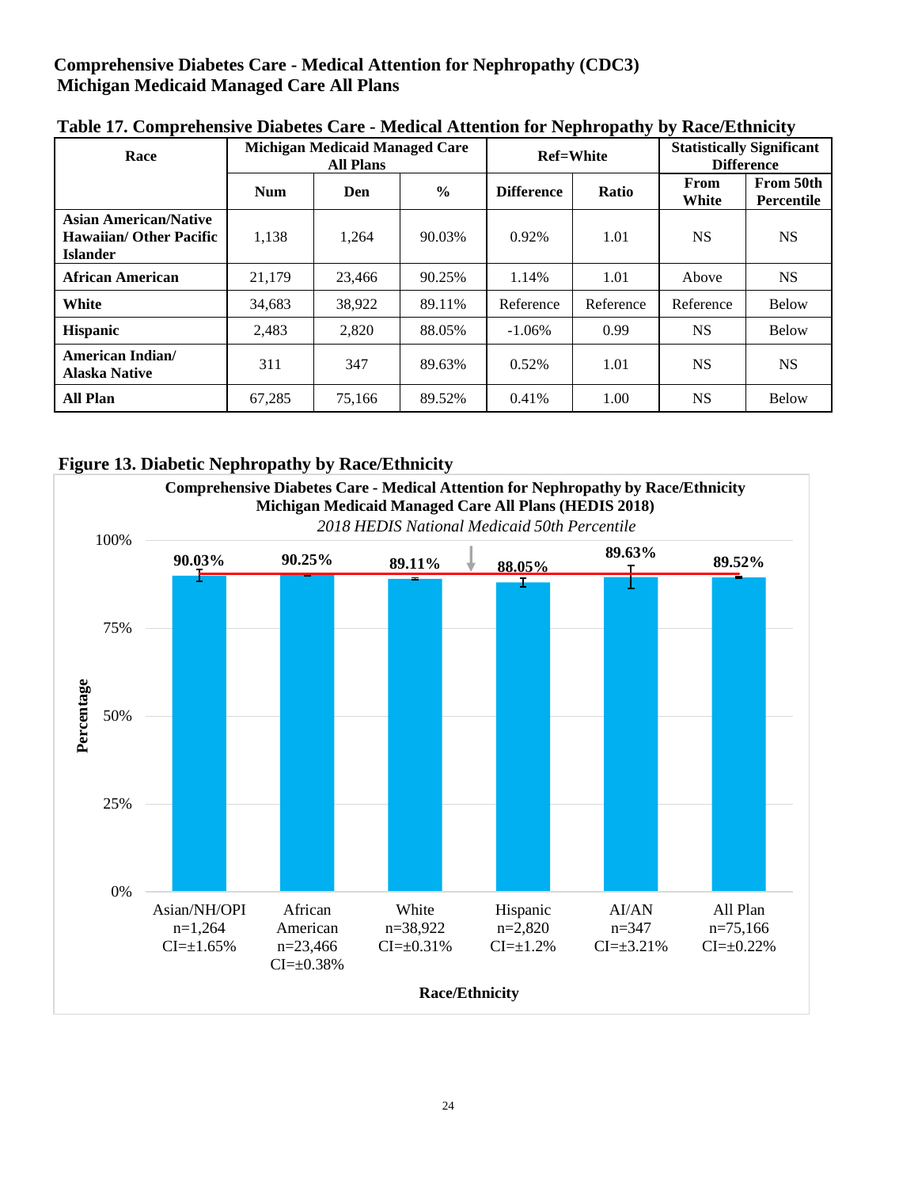# Comprehensive Diabetes Care - Medical Attention for Nephropathy (CDC3)
## Michigan Medicaid Managed Care All Plans

**Table 17. Comprehensive Diabetes Care - Medical Attention for Nephropathy by Race/Ethnicity**

| Race | Michigan Medicaid Managed Care All Plans | | | Ref=White | | Statistically Significant Difference | |
|---|---|---|---|---|---|---|---|
| | Num | Den | % | Difference | Ratio | From White | From 50th Percentile |
| **Asian American/Native Hawaiian/ Other Pacific Islander** | 1,138 | 1,264 | 90.03% | 0.92% | 1.01 | NS | NS |
| **African American** | 21,179 | 23,466 | 90.25% | 1.14% | 1.01 | Above | NS |
| **White** | 34,683 | 38,922 | 89.11% | Reference | Reference | Reference | Below |
| **Hispanic** | 2,483 | 2,820 | 88.05% | -1.06% | 0.99 | NS | Below |
| **American Indian/ Alaska Native** | 311 | 347 | 89.63% | 0.52% | 1.01 | NS | NS |
| **All Plan** | 67,285 | 75,166 | 89.52% | 0.41% | 1.00 | NS | Below |

**Figure 13. Diabetic Nephropathy by Race/Ethnicity**

**Comprehensive Diabetes Care - Medical Attention for Nephropathy by Race/Ethnicity Michigan Medicaid Managed Care All Plans (HEDIS 2018)**

*2018 HEDIS National Medicaid 50th Percentile*

| Race/Ethnicity | n | CI | Percentage |
|---|---|---|---|
| Asian/NH/OPI | 1,264 | ±1.65% | 90.03% |
| African American | 23,466 | ±0.38% | 90.25% |
| White | 38,922 | ±0.31% | 89.11% |
| Hispanic | 2,820 | ±1.2% | 88.05% |
| AI/AN | 347 | ±3.21% | 89.63% |
| All Plan | 75,166 | ±0.22% | 89.52% |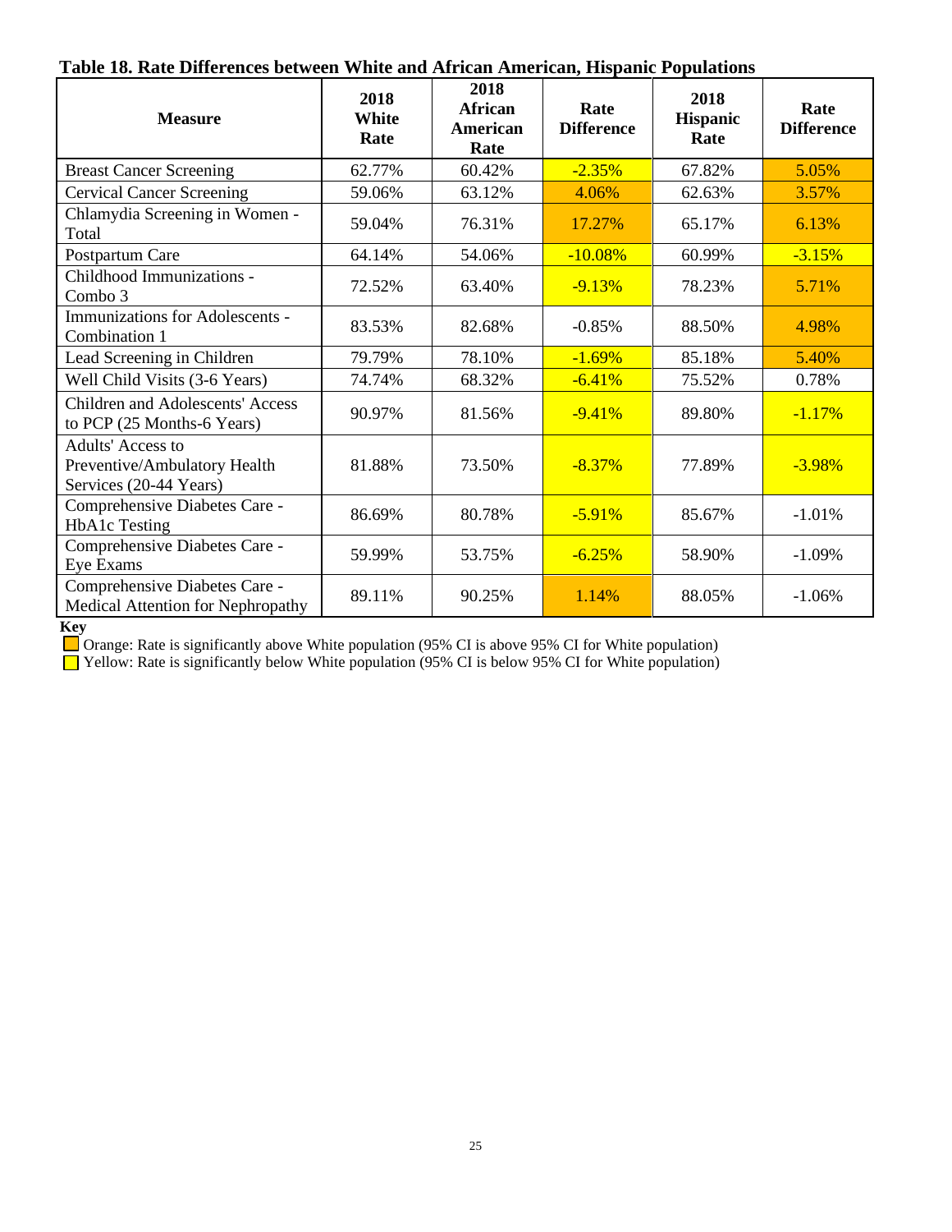**Table 18. Rate Differences between White and African American, Hispanic Populations**

| Measure | 2018 White Rate | 2018 African American Rate | Rate Difference | 2018 Hispanic Rate | Rate Difference |
|---|---|---|---|---|---|
| Breast Cancer Screening | 62.77% | 60.42% | -2.35% | 67.82% | 5.05% |
| Cervical Cancer Screening | 59.06% | 63.12% | 4.06% | 62.63% | 3.57% |
| Chlamydia Screening in Women - Total | 59.04% | 76.31% | 17.27% | 65.17% | 6.13% |
| Postpartum Care | 64.14% | 54.06% | -10.08% | 60.99% | -3.15% |
| Childhood Immunizations - Combo 3 | 72.52% | 63.40% | -9.13% | 78.23% | 5.71% |
| Immunizations for Adolescents - Combination 1 | 83.53% | 82.68% | -0.85% | 88.50% | 4.98% |
| Lead Screening in Children | 79.79% | 78.10% | -1.69% | 85.18% | 5.40% |
| Well Child Visits (3-6 Years) | 74.74% | 68.32% | -6.41% | 75.52% | 0.78% |
| Children and Adolescents' Access to PCP (25 Months-6 Years) | 90.97% | 81.56% | -9.41% | 89.80% | -1.17% |
| Adults' Access to Preventive/Ambulatory Health Services (20-44 Years) | 81.88% | 73.50% | -8.37% | 77.89% | -3.98% |
| Comprehensive Diabetes Care - HbA1c Testing | 86.69% | 80.78% | -5.91% | 85.67% | -1.01% |
| Comprehensive Diabetes Care - Eye Exams | 59.99% | 53.75% | -6.25% | 58.90% | -1.09% |
| Comprehensive Diabetes Care - Medical Attention for Nephropathy | 89.11% | 90.25% | 1.14% | 88.05% | -1.06% |

**Key**

Orange: Rate is significantly above White population (95% CI is above 95% CI for White population)

Yellow: Rate is significantly below White population (95% CI is below 95% CI for White population)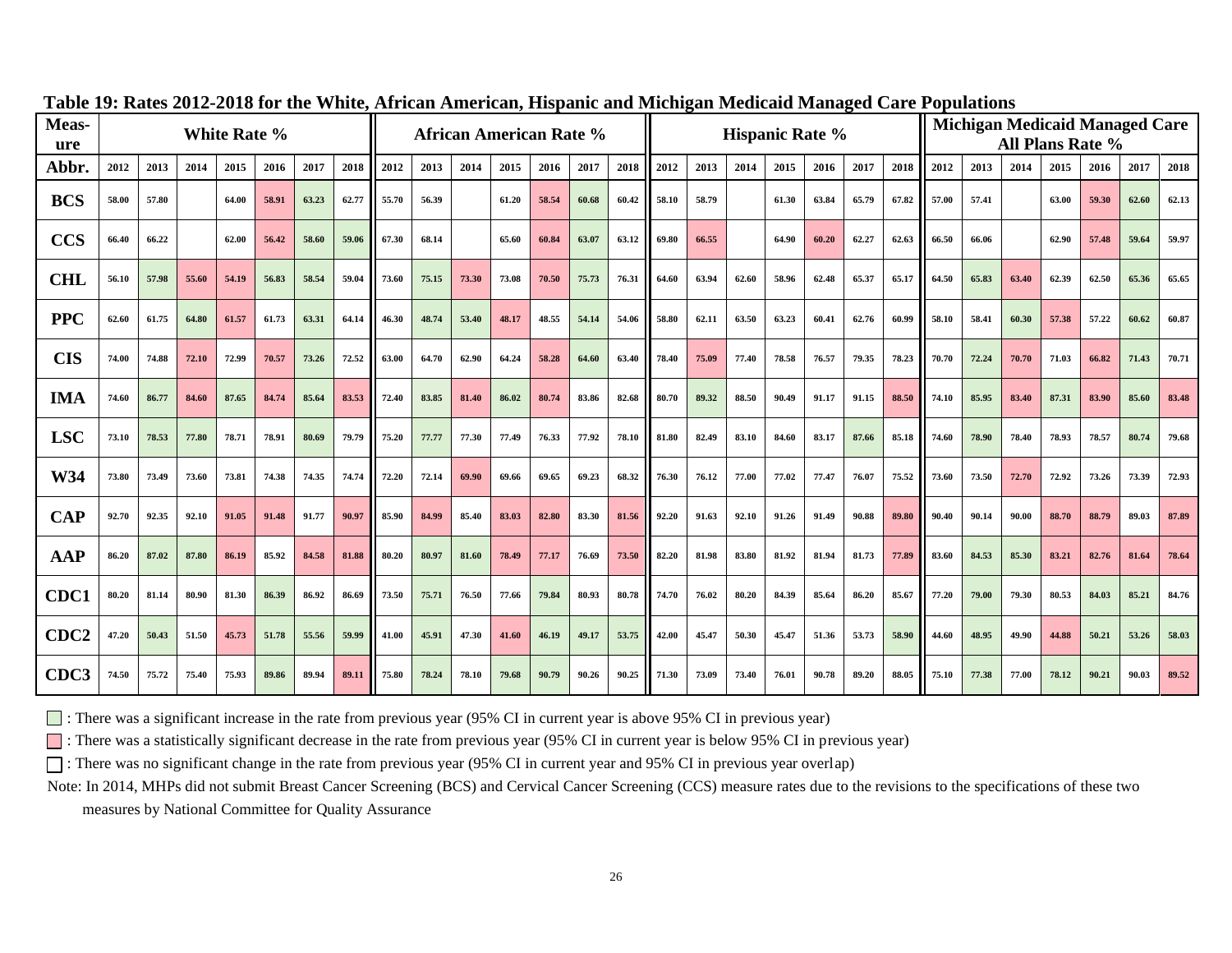## Table 19: Rates 2012-2018 for the White, African American, Hispanic and Michigan Medicaid Managed Care Populations

| Measure | White Rate % | | | | | | | African American Rate % | | | | | | | Hispanic Rate % | | | | | | | Michigan Medicaid Managed Care All Plans Rate % | | | | | | |
|---|---|---|---|---|---|---|---|---|---|---|---|---|---|---|---|---|---|---|---|---|---|---|---|---|---|---|---|---|
| Abbr. | 2012 | 2013 | 2014 | 2015 | 2016 | 2017 | 2018 | 2012 | 2013 | 2014 | 2015 | 2016 | 2017 | 2018 | 2012 | 2013 | 2014 | 2015 | 2016 | 2017 | 2018 | 2012 | 2013 | 2014 | 2015 | 2016 | 2017 | 2018 |
| BCS | 58.00 | 57.80 | | 64.00 | 58.91 | 63.23 | 62.77 | 55.70 | 56.39 | | 61.20 | 58.54 | 60.68 | 60.42 | 58.10 | 58.79 | | 61.30 | 63.84 | 65.79 | 67.82 | 57.00 | 57.41 | | 63.00 | 59.30 | 62.60 | 62.13 |
| CCS | 66.40 | 66.22 | | 62.00 | 56.42 | 58.60 | 59.06 | 67.30 | 68.14 | | 65.60 | 60.84 | 63.07 | 63.12 | 69.80 | 66.55 | | 64.90 | 60.20 | 62.27 | 62.63 | 66.50 | 66.06 | | 62.90 | 57.48 | 59.64 | 59.97 |
| CHL | 56.10 | 57.98 | 55.60 | 54.19 | 56.83 | 58.54 | 59.04 | 73.60 | 75.15 | 73.30 | 73.08 | 70.50 | 75.73 | 76.31 | 64.60 | 63.94 | 62.60 | 58.96 | 62.48 | 65.37 | 65.17 | 64.50 | 65.83 | 63.40 | 62.39 | 62.50 | 65.36 | 65.65 |
| PPC | 62.60 | 61.75 | 64.80 | 61.57 | 61.73 | 63.31 | 64.14 | 46.30 | 48.74 | 53.40 | 48.17 | 48.55 | 54.14 | 54.06 | 58.80 | 62.11 | 63.50 | 63.23 | 60.41 | 62.76 | 60.99 | 58.10 | 58.41 | 60.30 | 57.38 | 57.22 | 60.62 | 60.87 |
| CIS | 74.00 | 74.88 | 72.10 | 72.99 | 70.57 | 73.26 | 72.52 | 63.00 | 64.70 | 62.90 | 64.24 | 58.28 | 64.60 | 63.40 | 78.40 | 75.09 | 77.40 | 78.58 | 76.57 | 79.35 | 78.23 | 70.70 | 72.24 | 70.70 | 71.03 | 66.82 | 71.43 | 70.71 |
| IMA | 74.60 | 86.77 | 84.60 | 87.65 | 84.74 | 85.64 | 83.53 | 72.40 | 83.85 | 81.40 | 86.02 | 80.74 | 83.86 | 82.68 | 80.70 | 89.32 | 88.50 | 90.49 | 91.17 | 91.15 | 88.50 | 74.10 | 85.95 | 83.40 | 87.31 | 83.90 | 85.60 | 83.48 |
| LSC | 73.10 | 78.53 | 77.80 | 78.71 | 78.91 | 80.69 | 79.79 | 75.20 | 77.77 | 77.30 | 77.49 | 76.33 | 77.92 | 78.10 | 81.80 | 82.49 | 83.10 | 84.60 | 83.17 | 87.66 | 85.18 | 74.60 | 78.90 | 78.40 | 78.93 | 78.57 | 80.74 | 79.68 |
| W34 | 73.80 | 73.49 | 73.60 | 73.81 | 74.38 | 74.35 | 74.74 | 72.20 | 72.14 | 69.90 | 69.66 | 69.65 | 69.23 | 68.32 | 76.30 | 76.12 | 77.00 | 77.02 | 77.47 | 76.07 | 75.52 | 73.60 | 73.50 | 72.70 | 72.92 | 73.26 | 73.39 | 72.93 |
| CAP | 92.70 | 92.35 | 92.10 | 91.05 | 91.48 | 91.77 | 90.97 | 85.90 | 84.99 | 85.40 | 83.03 | 82.80 | 83.30 | 81.56 | 92.20 | 91.63 | 92.10 | 91.26 | 91.49 | 90.88 | 89.80 | 90.40 | 90.14 | 90.00 | 88.70 | 88.79 | 89.03 | 87.89 |
| AAP | 86.20 | 87.02 | 87.80 | 86.19 | 85.92 | 84.58 | 81.88 | 80.20 | 80.97 | 81.60 | 78.49 | 77.17 | 76.69 | 73.50 | 82.20 | 81.98 | 83.80 | 81.92 | 81.94 | 81.73 | 77.89 | 83.60 | 84.53 | 85.30 | 83.21 | 82.76 | 81.64 | 78.64 |
| CDC1 | 80.20 | 81.14 | 80.90 | 81.30 | 86.39 | 86.92 | 86.69 | 73.50 | 75.71 | 76.50 | 77.66 | 79.84 | 80.93 | 80.78 | 74.70 | 76.02 | 80.20 | 84.39 | 85.64 | 86.20 | 85.67 | 77.20 | 79.00 | 79.30 | 80.53 | 84.03 | 85.21 | 84.76 |
| CDC2 | 47.20 | 50.43 | 51.50 | 45.73 | 51.78 | 55.56 | 59.99 | 41.00 | 45.91 | 47.30 | 41.60 | 46.19 | 49.17 | 53.75 | 42.00 | 45.47 | 50.30 | 45.47 | 51.36 | 53.73 | 58.90 | 44.60 | 48.95 | 49.90 | 44.88 | 50.21 | 53.26 | 58.03 |
| CDC3 | 74.50 | 75.72 | 75.40 | 75.93 | 89.86 | 89.94 | 89.11 | 75.80 | 78.24 | 78.10 | 79.68 | 90.79 | 90.26 | 90.25 | 71.30 | 73.09 | 73.40 | 76.01 | 90.78 | 89.20 | 88.05 | 75.10 | 77.38 | 77.00 | 78.12 | 90.21 | 90.03 | 89.52 |

(Green) : There was a significant increase in the rate from previous year (95% CI in current year is above 95% CI in previous year)

(Red) : There was a statistically significant decrease in the rate from previous year (95% CI in current year is below 95% CI in previous year)

(White) : There was no significant change in the rate from previous year (95% CI in current year and 95% CI in previous year overlap)

Note: In 2014, MHPs did not submit Breast Cancer Screening (BCS) and Cervical Cancer Screening (CCS) measure rates due to the revisions to the specifications of these two measures by National Committee for Quality Assurance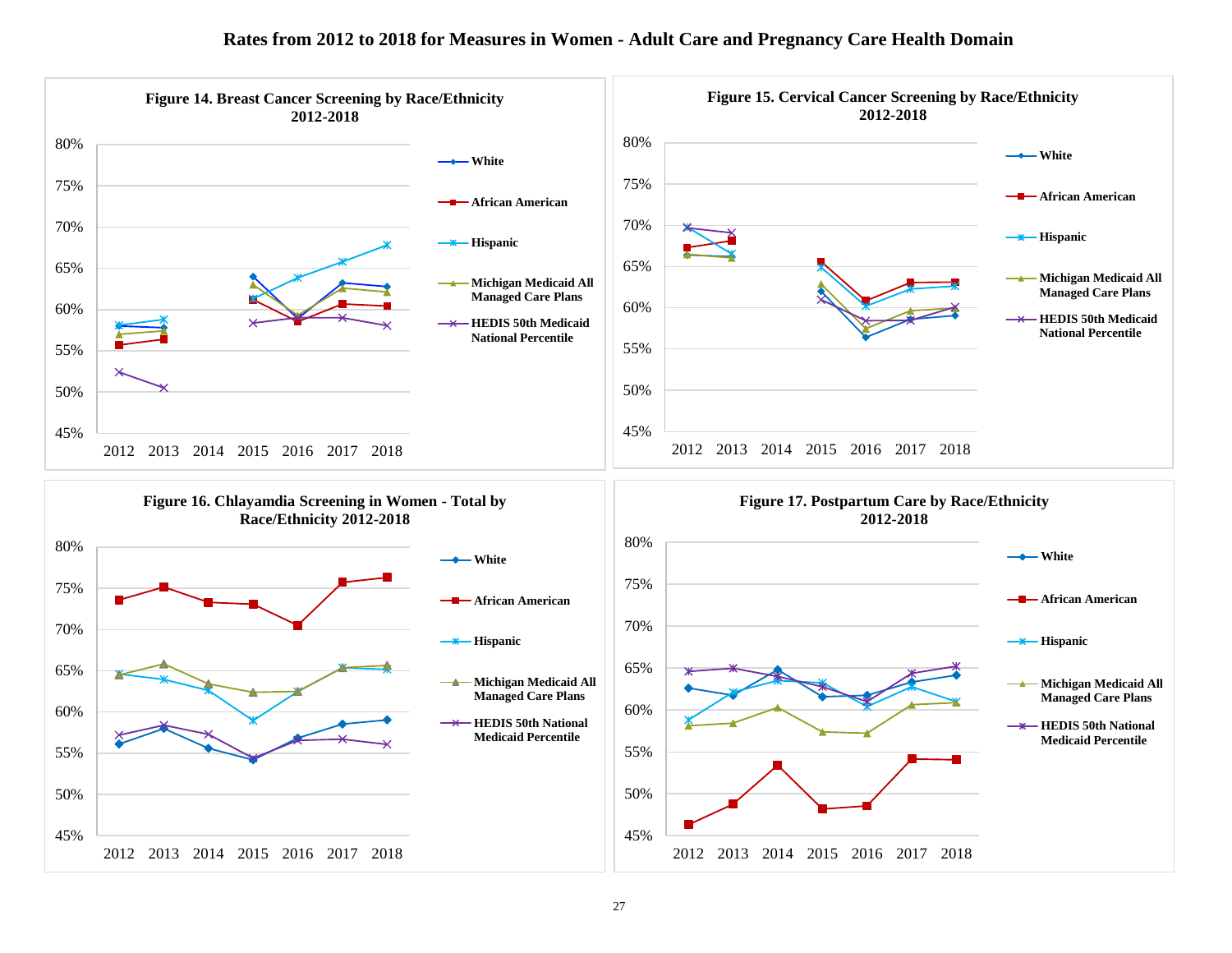## Rates from 2012 to 2018 for Measures in Women - Adult Care and Pregnancy Care Health Domain

**Figure 14. Breast Cancer Screening by Race/Ethnicity 2012-2018**

**Figure 15. Cervical Cancer Screening by Race/Ethnicity 2012-2018**

**Figure 16. Chlayamdia Screening in Women - Total by Race/Ethnicity 2012-2018**

**Figure 17. Postpartum Care by Race/Ethnicity 2012-2018**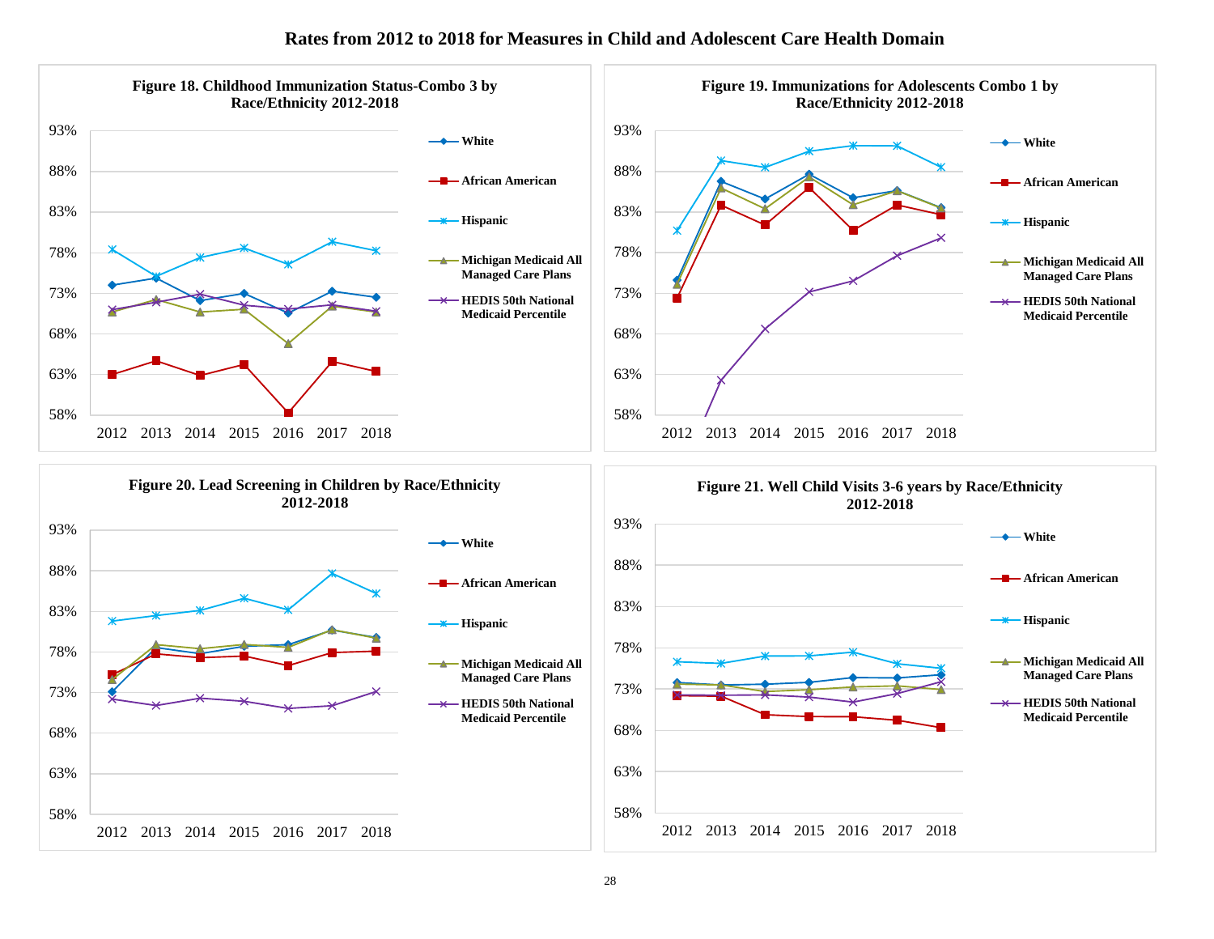# Rates from 2012 to 2018 for Measures in Child and Adolescent Care Health Domain

**Figure 18. Childhood Immunization Status-Combo 3 by Race/Ethnicity 2012-2018**

**Figure 19. Immunizations for Adolescents Combo 1 by Race/Ethnicity 2012-2018**

**Figure 20. Lead Screening in Children by Race/Ethnicity 2012-2018**

**Figure 21. Well Child Visits 3-6 years by Race/Ethnicity 2012-2018**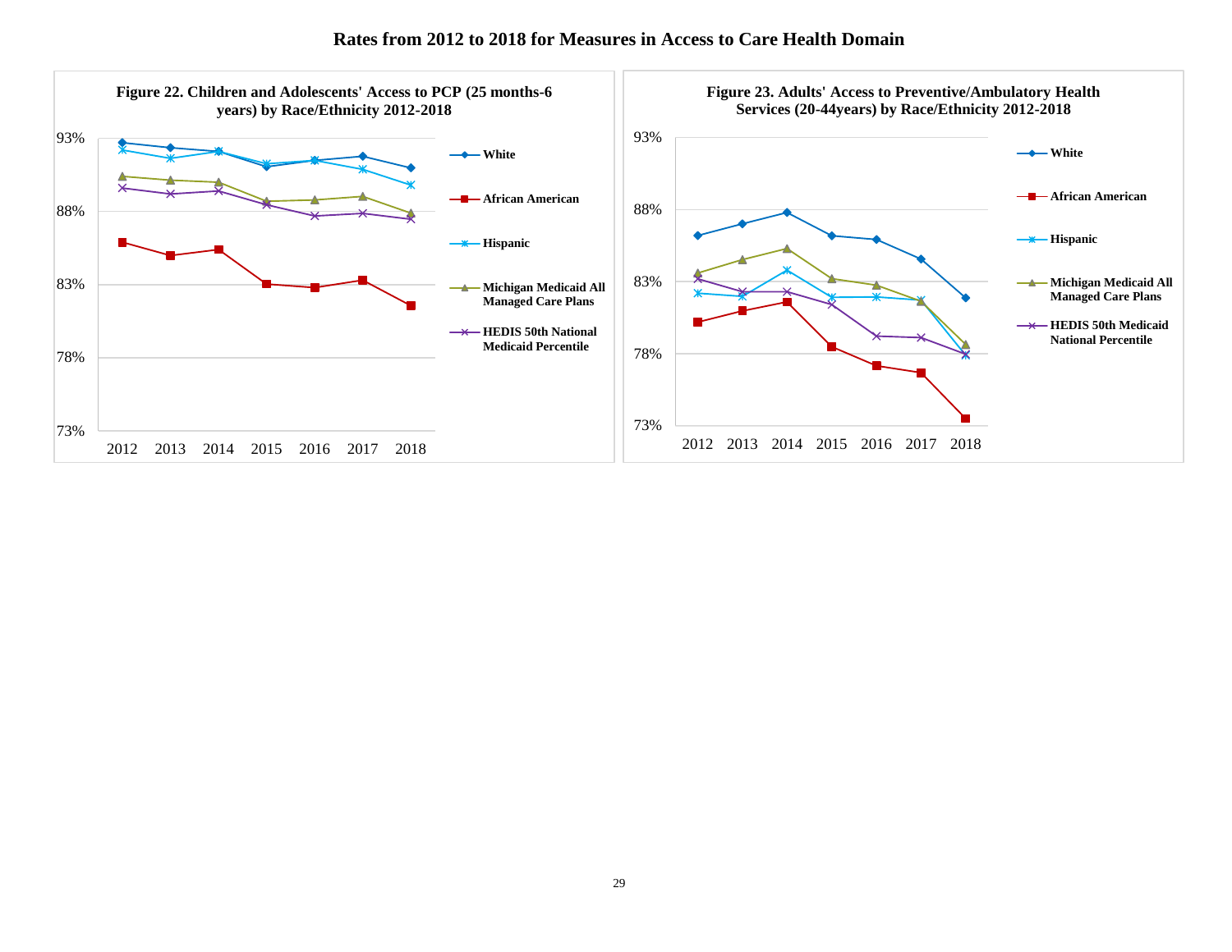# Rates from 2012 to 2018 for Measures in Access to Care Health Domain

**Figure 22. Children and Adolescents' Access to PCP (25 months-6 years) by Race/Ethnicity 2012-2018**

**Figure 23. Adults' Access to Preventive/Ambulatory Health Services (20-44years) by Race/Ethnicity 2012-2018**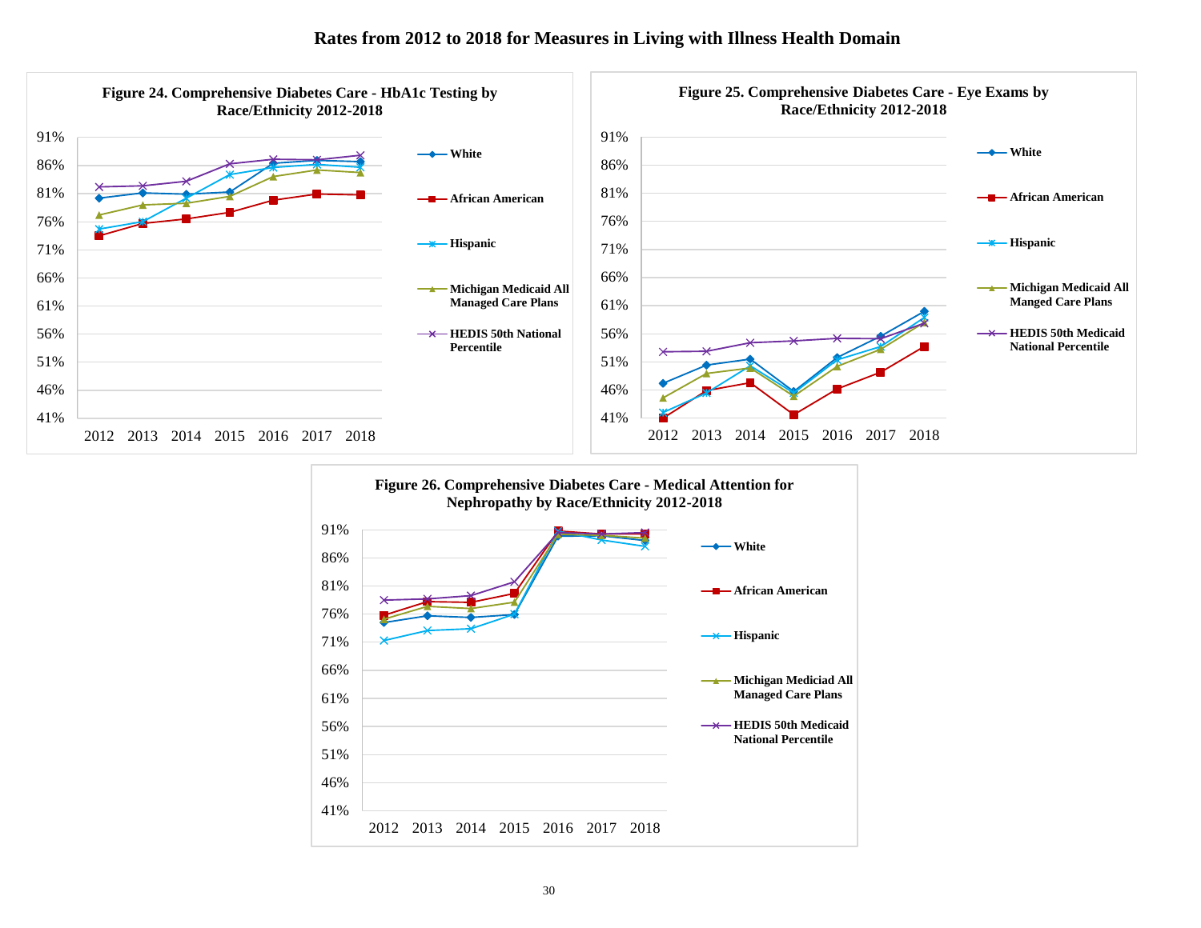# Rates from 2012 to 2018 for Measures in Living with Illness Health Domain

**Figure 24. Comprehensive Diabetes Care - HbA1c Testing by Race/Ethnicity 2012-2018**

Legend: White; African American; Hispanic; Michigan Medicaid All Managed Care Plans; HEDIS 50th National Percentile

Y-axis: 41%, 46%, 51%, 56%, 61%, 66%, 71%, 76%, 81%, 86%, 91%

X-axis: 2012, 2013, 2014, 2015, 2016, 2017, 2018

**Figure 25. Comprehensive Diabetes Care - Eye Exams by Race/Ethnicity 2012-2018**

Legend: White; African American; Hispanic; Michigan Medicaid All Manged Care Plans; HEDIS 50th Medicaid National Percentile

Y-axis: 41%, 46%, 51%, 56%, 61%, 66%, 71%, 76%, 81%, 86%, 91%

X-axis: 2012, 2013, 2014, 2015, 2016, 2017, 2018

**Figure 26. Comprehensive Diabetes Care - Medical Attention for Nephropathy by Race/Ethnicity 2012-2018**

Legend: White; African American; Hispanic; Michigan Mediciad All Managed Care Plans; HEDIS 50th Medicaid National Percentile

Y-axis: 41%, 46%, 51%, 56%, 61%, 66%, 71%, 76%, 81%, 86%, 91%

X-axis: 2012, 2013, 2014, 2015, 2016, 2017, 2018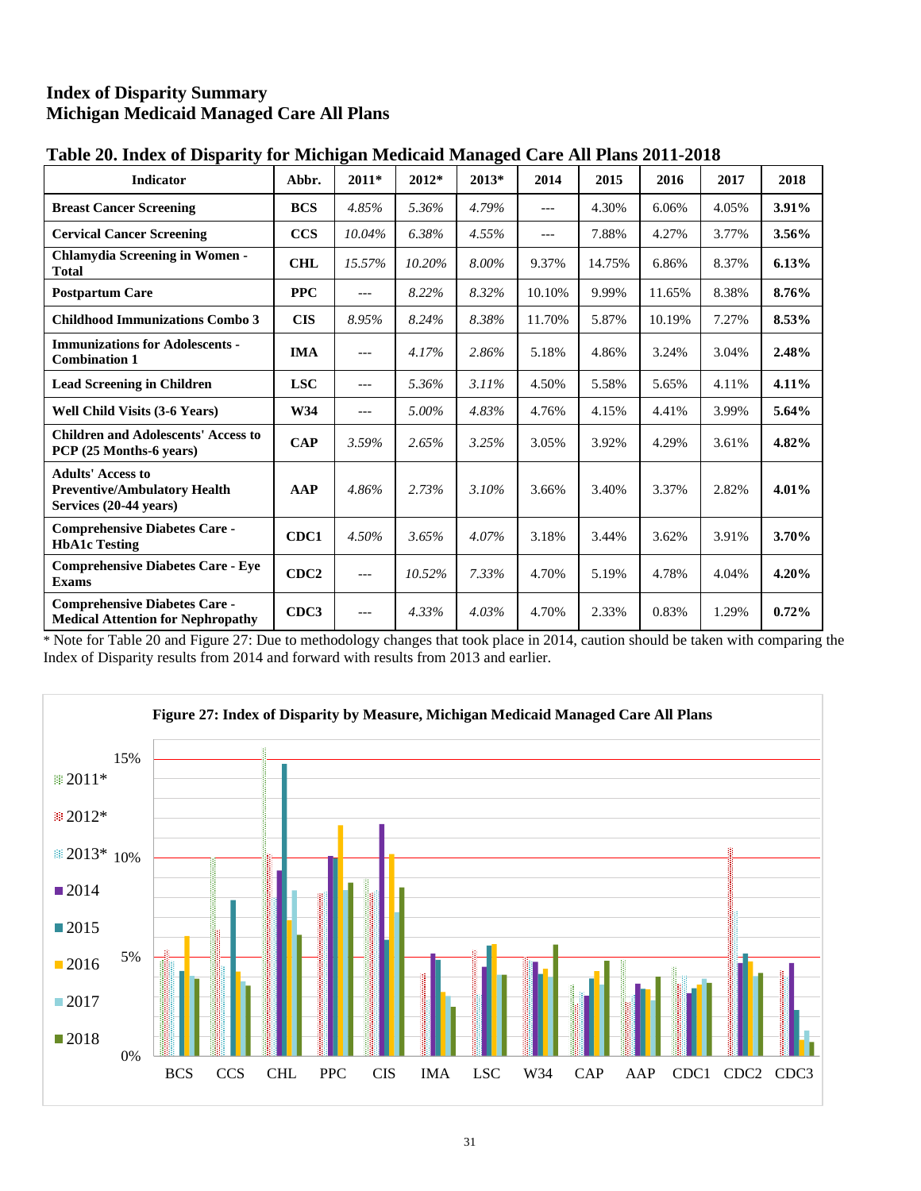## Index of Disparity Summary
## Michigan Medicaid Managed Care All Plans

**Table 20. Index of Disparity for Michigan Medicaid Managed Care All Plans 2011-2018**

| Indicator | Abbr. | 2011* | 2012* | 2013* | 2014 | 2015 | 2016 | 2017 | 2018 |
|---|---|---|---|---|---|---|---|---|---|
| **Breast Cancer Screening** | **BCS** | *4.85%* | *5.36%* | *4.79%* | --- | 4.30% | 6.06% | 4.05% | **3.91%** |
| **Cervical Cancer Screening** | **CCS** | *10.04%* | *6.38%* | *4.55%* | --- | 7.88% | 4.27% | 3.77% | **3.56%** |
| **Chlamydia Screening in Women - Total** | **CHL** | *15.57%* | *10.20%* | *8.00%* | 9.37% | 14.75% | 6.86% | 8.37% | **6.13%** |
| **Postpartum Care** | **PPC** | --- | *8.22%* | *8.32%* | 10.10% | 9.99% | 11.65% | 8.38% | **8.76%** |
| **Childhood Immunizations Combo 3** | **CIS** | *8.95%* | *8.24%* | *8.38%* | 11.70% | 5.87% | 10.19% | 7.27% | **8.53%** |
| **Immunizations for Adolescents - Combination 1** | **IMA** | --- | *4.17%* | *2.86%* | 5.18% | 4.86% | 3.24% | 3.04% | **2.48%** |
| **Lead Screening in Children** | **LSC** | --- | *5.36%* | *3.11%* | 4.50% | 5.58% | 5.65% | 4.11% | **4.11%** |
| **Well Child Visits (3-6 Years)** | **W34** | --- | *5.00%* | *4.83%* | 4.76% | 4.15% | 4.41% | 3.99% | **5.64%** |
| **Children and Adolescents' Access to PCP (25 Months-6 years)** | **CAP** | *3.59%* | *2.65%* | *3.25%* | 3.05% | 3.92% | 4.29% | 3.61% | **4.82%** |
| **Adults' Access to Preventive/Ambulatory Health Services (20-44 years)** | **AAP** | *4.86%* | *2.73%* | *3.10%* | 3.66% | 3.40% | 3.37% | 2.82% | **4.01%** |
| **Comprehensive Diabetes Care - HbA1c Testing** | **CDC1** | *4.50%* | *3.65%* | *4.07%* | 3.18% | 3.44% | 3.62% | 3.91% | **3.70%** |
| **Comprehensive Diabetes Care - Eye Exams** | **CDC2** | --- | *10.52%* | *7.33%* | 4.70% | 5.19% | 4.78% | 4.04% | **4.20%** |
| **Comprehensive Diabetes Care - Medical Attention for Nephropathy** | **CDC3** | --- | *4.33%* | *4.03%* | 4.70% | 2.33% | 0.83% | 1.29% | **0.72%** |

* Note for Table 20 and Figure 27: Due to methodology changes that took place in 2014, caution should be taken with comparing the Index of Disparity results from 2014 and forward with results from 2013 and earlier.

**Figure 27: Index of Disparity by Measure, Michigan Medicaid Managed Care All Plans**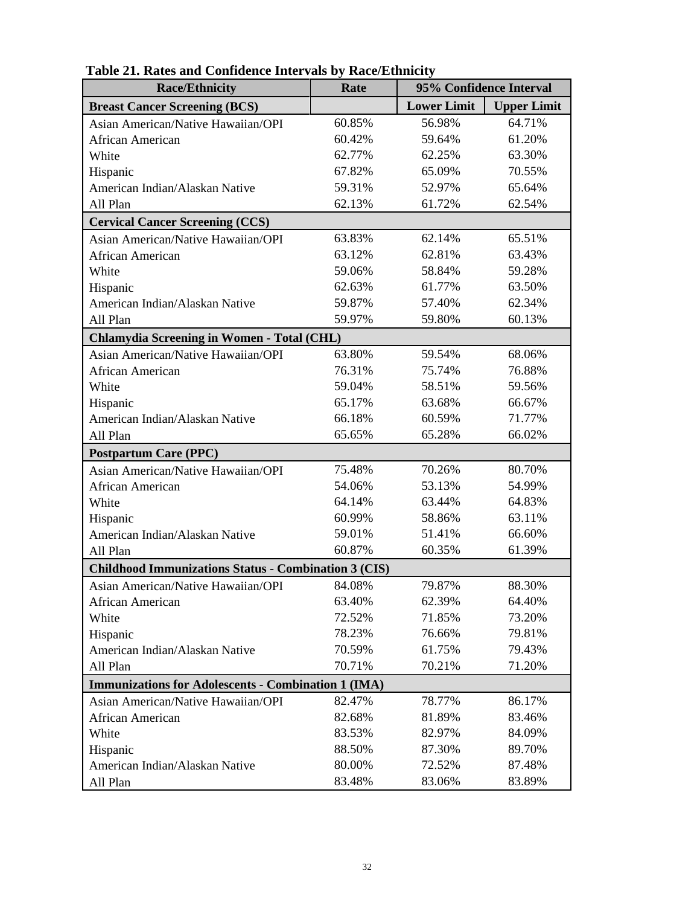**Table 21. Rates and Confidence Intervals by Race/Ethnicity**

| Race/Ethnicity | Rate | 95% Confidence Interval | |
|---|---|---|---|
| **Breast Cancer Screening (BCS)** | | **Lower Limit** | **Upper Limit** |
| Asian American/Native Hawaiian/OPI | 60.85% | 56.98% | 64.71% |
| African American | 60.42% | 59.64% | 61.20% |
| White | 62.77% | 62.25% | 63.30% |
| Hispanic | 67.82% | 65.09% | 70.55% |
| American Indian/Alaskan Native | 59.31% | 52.97% | 65.64% |
| All Plan | 62.13% | 61.72% | 62.54% |
| **Cervical Cancer Screening (CCS)** | | | |
| Asian American/Native Hawaiian/OPI | 63.83% | 62.14% | 65.51% |
| African American | 63.12% | 62.81% | 63.43% |
| White | 59.06% | 58.84% | 59.28% |
| Hispanic | 62.63% | 61.77% | 63.50% |
| American Indian/Alaskan Native | 59.87% | 57.40% | 62.34% |
| All Plan | 59.97% | 59.80% | 60.13% |
| **Chlamydia Screening in Women - Total (CHL)** | | | |
| Asian American/Native Hawaiian/OPI | 63.80% | 59.54% | 68.06% |
| African American | 76.31% | 75.74% | 76.88% |
| White | 59.04% | 58.51% | 59.56% |
| Hispanic | 65.17% | 63.68% | 66.67% |
| American Indian/Alaskan Native | 66.18% | 60.59% | 71.77% |
| All Plan | 65.65% | 65.28% | 66.02% |
| **Postpartum Care (PPC)** | | | |
| Asian American/Native Hawaiian/OPI | 75.48% | 70.26% | 80.70% |
| African American | 54.06% | 53.13% | 54.99% |
| White | 64.14% | 63.44% | 64.83% |
| Hispanic | 60.99% | 58.86% | 63.11% |
| American Indian/Alaskan Native | 59.01% | 51.41% | 66.60% |
| All Plan | 60.87% | 60.35% | 61.39% |
| **Childhood Immunizations Status - Combination 3 (CIS)** | | | |
| Asian American/Native Hawaiian/OPI | 84.08% | 79.87% | 88.30% |
| African American | 63.40% | 62.39% | 64.40% |
| White | 72.52% | 71.85% | 73.20% |
| Hispanic | 78.23% | 76.66% | 79.81% |
| American Indian/Alaskan Native | 70.59% | 61.75% | 79.43% |
| All Plan | 70.71% | 70.21% | 71.20% |
| **Immunizations for Adolescents - Combination 1 (IMA)** | | | |
| Asian American/Native Hawaiian/OPI | 82.47% | 78.77% | 86.17% |
| African American | 82.68% | 81.89% | 83.46% |
| White | 83.53% | 82.97% | 84.09% |
| Hispanic | 88.50% | 87.30% | 89.70% |
| American Indian/Alaskan Native | 80.00% | 72.52% | 87.48% |
| All Plan | 83.48% | 83.06% | 83.89% |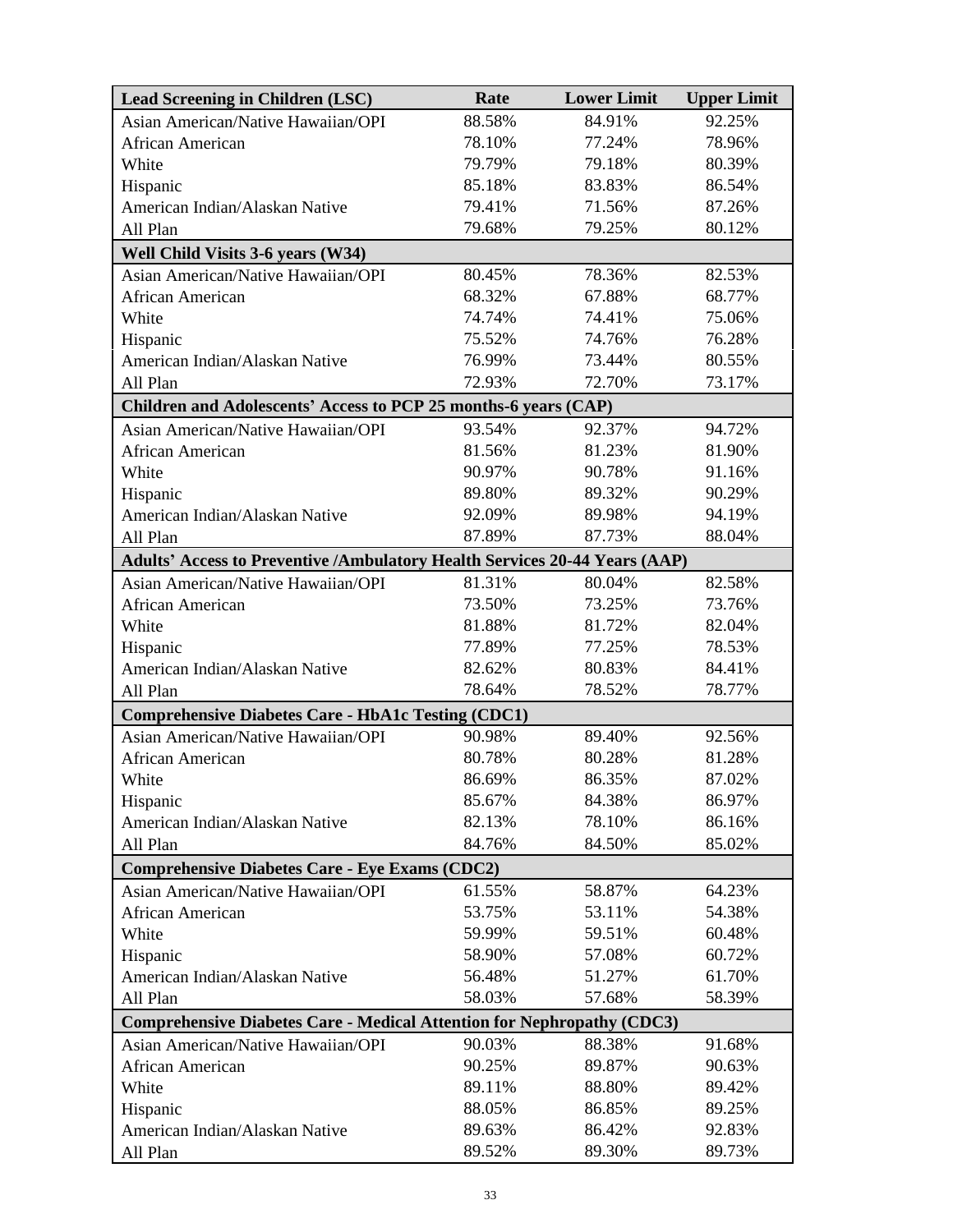| Lead Screening in Children (LSC) | Rate | Lower Limit | Upper Limit |
|---|---|---|---|
| Asian American/Native Hawaiian/OPI | 88.58% | 84.91% | 92.25% |
| African American | 78.10% | 77.24% | 78.96% |
| White | 79.79% | 79.18% | 80.39% |
| Hispanic | 85.18% | 83.83% | 86.54% |
| American Indian/Alaskan Native | 79.41% | 71.56% | 87.26% |
| All Plan | 79.68% | 79.25% | 80.12% |
| **Well Child Visits 3-6 years (W34)** | | | |
| Asian American/Native Hawaiian/OPI | 80.45% | 78.36% | 82.53% |
| African American | 68.32% | 67.88% | 68.77% |
| White | 74.74% | 74.41% | 75.06% |
| Hispanic | 75.52% | 74.76% | 76.28% |
| American Indian/Alaskan Native | 76.99% | 73.44% | 80.55% |
| All Plan | 72.93% | 72.70% | 73.17% |
| **Children and Adolescents' Access to PCP 25 months-6 years (CAP)** | | | |
| Asian American/Native Hawaiian/OPI | 93.54% | 92.37% | 94.72% |
| African American | 81.56% | 81.23% | 81.90% |
| White | 90.97% | 90.78% | 91.16% |
| Hispanic | 89.80% | 89.32% | 90.29% |
| American Indian/Alaskan Native | 92.09% | 89.98% | 94.19% |
| All Plan | 87.89% | 87.73% | 88.04% |
| **Adults' Access to Preventive /Ambulatory Health Services 20-44 Years (AAP)** | | | |
| Asian American/Native Hawaiian/OPI | 81.31% | 80.04% | 82.58% |
| African American | 73.50% | 73.25% | 73.76% |
| White | 81.88% | 81.72% | 82.04% |
| Hispanic | 77.89% | 77.25% | 78.53% |
| American Indian/Alaskan Native | 82.62% | 80.83% | 84.41% |
| All Plan | 78.64% | 78.52% | 78.77% |
| **Comprehensive Diabetes Care - HbA1c Testing (CDC1)** | | | |
| Asian American/Native Hawaiian/OPI | 90.98% | 89.40% | 92.56% |
| African American | 80.78% | 80.28% | 81.28% |
| White | 86.69% | 86.35% | 87.02% |
| Hispanic | 85.67% | 84.38% | 86.97% |
| American Indian/Alaskan Native | 82.13% | 78.10% | 86.16% |
| All Plan | 84.76% | 84.50% | 85.02% |
| **Comprehensive Diabetes Care - Eye Exams (CDC2)** | | | |
| Asian American/Native Hawaiian/OPI | 61.55% | 58.87% | 64.23% |
| African American | 53.75% | 53.11% | 54.38% |
| White | 59.99% | 59.51% | 60.48% |
| Hispanic | 58.90% | 57.08% | 60.72% |
| American Indian/Alaskan Native | 56.48% | 51.27% | 61.70% |
| All Plan | 58.03% | 57.68% | 58.39% |
| **Comprehensive Diabetes Care - Medical Attention for Nephropathy (CDC3)** | | | |
| Asian American/Native Hawaiian/OPI | 90.03% | 88.38% | 91.68% |
| African American | 90.25% | 89.87% | 90.63% |
| White | 89.11% | 88.80% | 89.42% |
| Hispanic | 88.05% | 86.85% | 89.25% |
| American Indian/Alaskan Native | 89.63% | 86.42% | 92.83% |
| All Plan | 89.52% | 89.30% | 89.73% |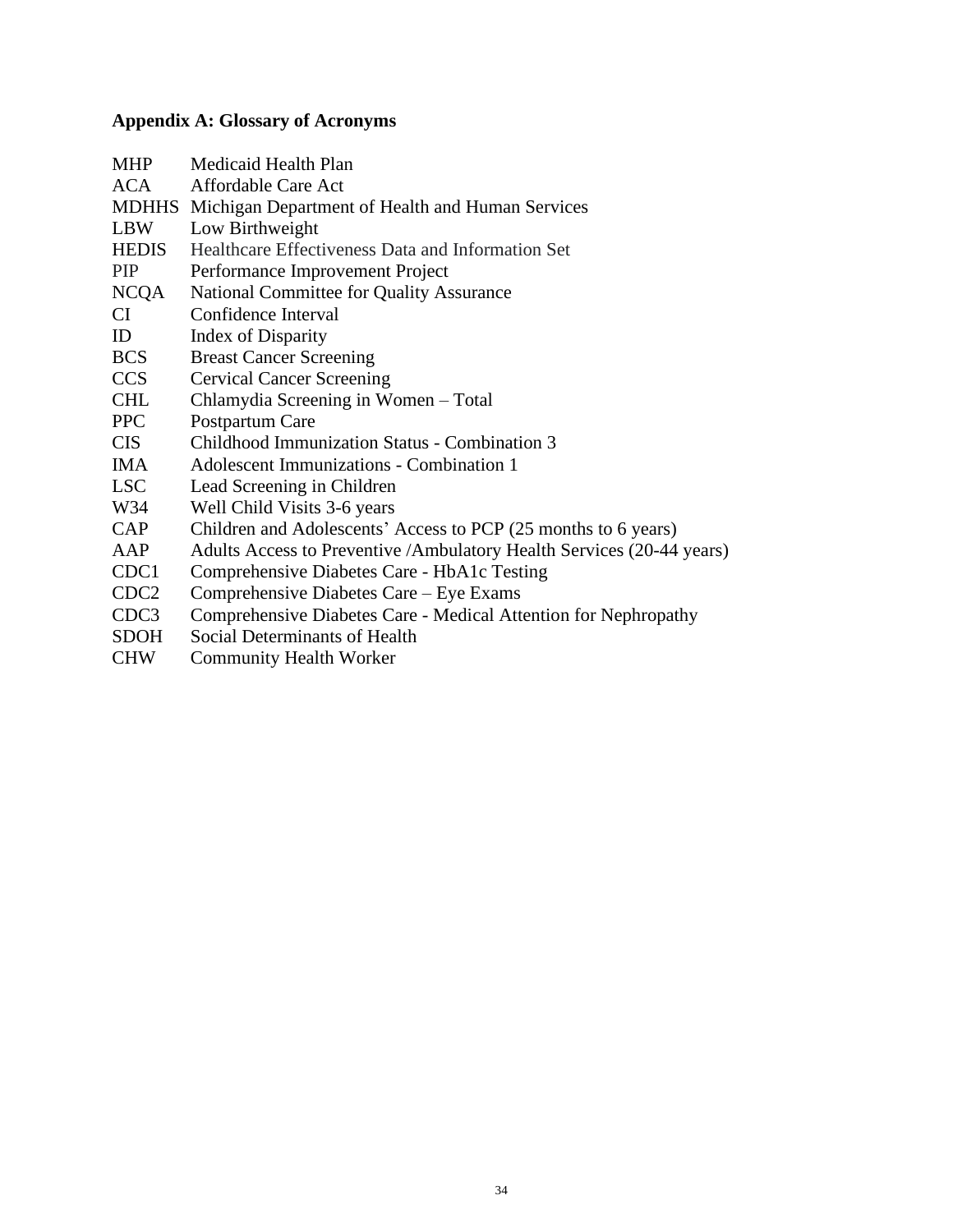### Appendix A: Glossary of Acronyms

| Acronym | Definition |
|---|---|
| MHP | Medicaid Health Plan |
| ACA | Affordable Care Act |
| MDHHS | Michigan Department of Health and Human Services |
| LBW | Low Birthweight |
| HEDIS | Healthcare Effectiveness Data and Information Set |
| PIP | Performance Improvement Project |
| NCQA | National Committee for Quality Assurance |
| CI | Confidence Interval |
| ID | Index of Disparity |
| BCS | Breast Cancer Screening |
| CCS | Cervical Cancer Screening |
| CHL | Chlamydia Screening in Women – Total |
| PPC | Postpartum Care |
| CIS | Childhood Immunization Status - Combination 3 |
| IMA | Adolescent Immunizations - Combination 1 |
| LSC | Lead Screening in Children |
| W34 | Well Child Visits 3-6 years |
| CAP | Children and Adolescents' Access to PCP (25 months to 6 years) |
| AAP | Adults Access to Preventive /Ambulatory Health Services (20-44 years) |
| CDC1 | Comprehensive Diabetes Care - HbA1c Testing |
| CDC2 | Comprehensive Diabetes Care – Eye Exams |
| CDC3 | Comprehensive Diabetes Care - Medical Attention for Nephropathy |
| SDOH | Social Determinants of Health |
| CHW | Community Health Worker |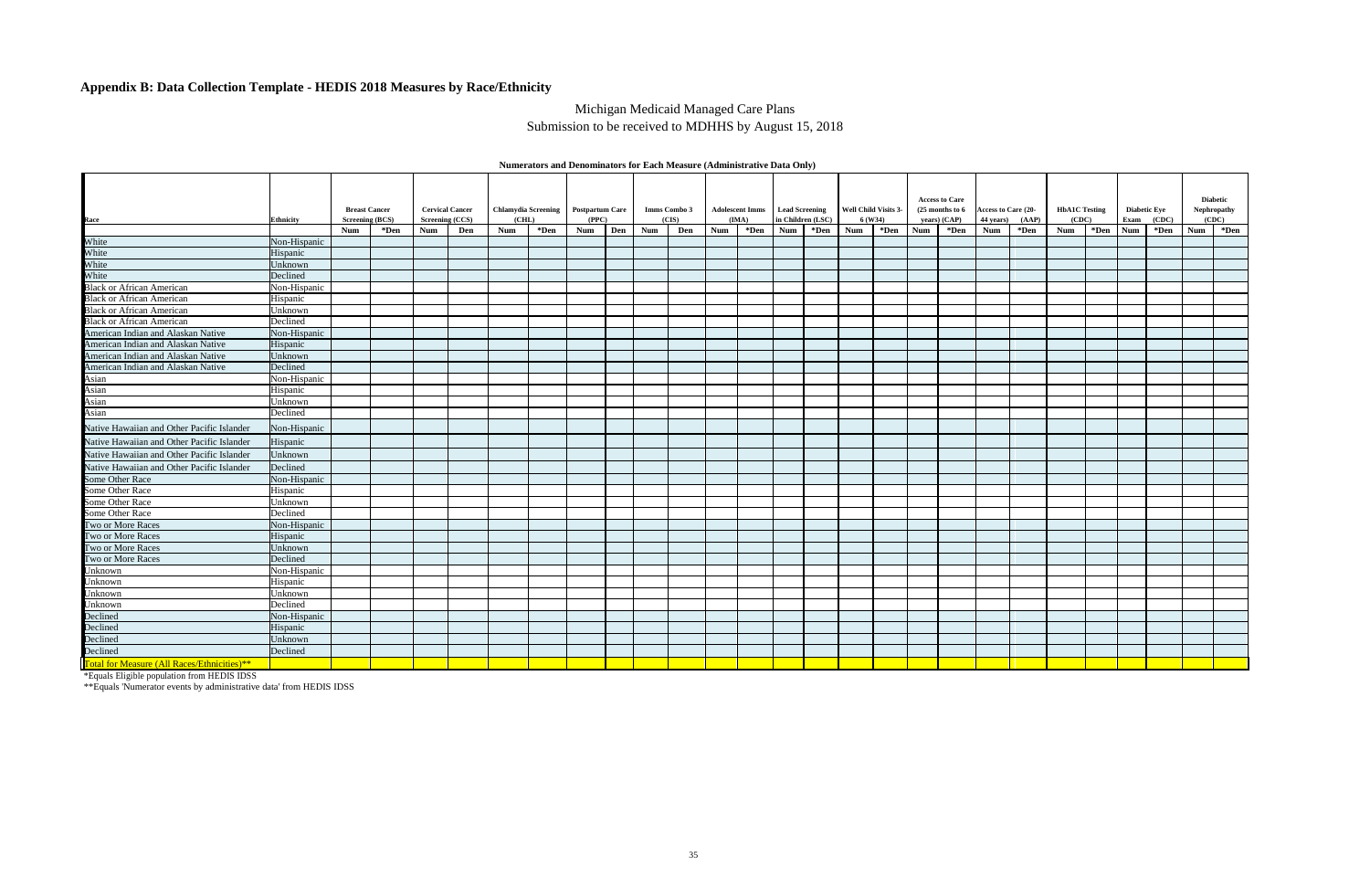## Appendix B: Data Collection Template - HEDIS 2018 Measures by Race/Ethnicity

Michigan Medicaid Managed Care Plans

Submission to be received to MDHHS by August 15, 2018

**Numerators and Denominators for Each Measure (Administrative Data Only)**

| Race | Ethnicity | Breast Cancer Screening (BCS) | | Cervical Cancer Screening (CCS) | | Chlamydia Screening (CHL) | | Postpartum Care (PPC) | | Imms Combo 3 (CIS) | | Adolescent Imms (IMA) | | Lead Screening in Children (LSC) | | Well Child Visits 3-6 (W34) | | Access to Care (25 months to 6 years) (CAP) | | Access to Care (20-44 years) (AAP) | | HbA1C Testing (CDC) | | Diabetic Eye Exam (CDC) | | Diabetic Nephropathy (CDC) | |
|---|---|---|---|---|---|---|---|---|---|---|---|---|---|---|---|---|---|---|---|---|---|---|---|---|---|---|---|
| | | Num | *Den | Num | Den | Num | *Den | Num | Den | Num | Den | Num | *Den | Num | *Den | Num | *Den | Num | *Den | Num | *Den | Num | *Den | Num | *Den | Num | *Den |
| White | Non-Hispanic | | | | | | | | | | | | | | | | | | | | | | | | | | |
| White | Hispanic | | | | | | | | | | | | | | | | | | | | | | | | | | |
| White | Unknown | | | | | | | | | | | | | | | | | | | | | | | | | | |
| White | Declined | | | | | | | | | | | | | | | | | | | | | | | | | | |
| Black or African American | Non-Hispanic | | | | | | | | | | | | | | | | | | | | | | | | | | |
| Black or African American | Hispanic | | | | | | | | | | | | | | | | | | | | | | | | | | |
| Black or African American | Unknown | | | | | | | | | | | | | | | | | | | | | | | | | | |
| Black or African American | Declined | | | | | | | | | | | | | | | | | | | | | | | | | | |
| American Indian and Alaskan Native | Non-Hispanic | | | | | | | | | | | | | | | | | | | | | | | | | | |
| American Indian and Alaskan Native | Hispanic | | | | | | | | | | | | | | | | | | | | | | | | | | |
| American Indian and Alaskan Native | Unknown | | | | | | | | | | | | | | | | | | | | | | | | | | |
| American Indian and Alaskan Native | Declined | | | | | | | | | | | | | | | | | | | | | | | | | | |
| Asian | Non-Hispanic | | | | | | | | | | | | | | | | | | | | | | | | | | |
| Asian | Hispanic | | | | | | | | | | | | | | | | | | | | | | | | | | |
| Asian | Unknown | | | | | | | | | | | | | | | | | | | | | | | | | | |
| Asian | Declined | | | | | | | | | | | | | | | | | | | | | | | | | | |
| Native Hawaiian and Other Pacific Islander | Non-Hispanic | | | | | | | | | | | | | | | | | | | | | | | | | | |
| Native Hawaiian and Other Pacific Islander | Hispanic | | | | | | | | | | | | | | | | | | | | | | | | | | |
| Native Hawaiian and Other Pacific Islander | Unknown | | | | | | | | | | | | | | | | | | | | | | | | | | |
| Native Hawaiian and Other Pacific Islander | Declined | | | | | | | | | | | | | | | | | | | | | | | | | | |
| Some Other Race | Non-Hispanic | | | | | | | | | | | | | | | | | | | | | | | | | | |
| Some Other Race | Hispanic | | | | | | | | | | | | | | | | | | | | | | | | | | |
| Some Other Race | Unknown | | | | | | | | | | | | | | | | | | | | | | | | | | |
| Some Other Race | Declined | | | | | | | | | | | | | | | | | | | | | | | | | | |
| Two or More Races | Non-Hispanic | | | | | | | | | | | | | | | | | | | | | | | | | | |
| Two or More Races | Hispanic | | | | | | | | | | | | | | | | | | | | | | | | | | |
| Two or More Races | Unknown | | | | | | | | | | | | | | | | | | | | | | | | | | |
| Two or More Races | Declined | | | | | | | | | | | | | | | | | | | | | | | | | | |
| Unknown | Non-Hispanic | | | | | | | | | | | | | | | | | | | | | | | | | | |
| Unknown | Hispanic | | | | | | | | | | | | | | | | | | | | | | | | | | |
| Unknown | Unknown | | | | | | | | | | | | | | | | | | | | | | | | | | |
| Unknown | Declined | | | | | | | | | | | | | | | | | | | | | | | | | | |
| Declined | Non-Hispanic | | | | | | | | | | | | | | | | | | | | | | | | | | |
| Declined | Hispanic | | | | | | | | | | | | | | | | | | | | | | | | | | |
| Declined | Unknown | | | | | | | | | | | | | | | | | | | | | | | | | | |
| Declined | Declined | | | | | | | | | | | | | | | | | | | | | | | | | | |
| Total for Measure (All Races/Ethnicities)** | | | | | | | | | | | | | | | | | | | | | | | | | | | |

*Equals Eligible population from HEDIS IDSS

**Equals 'Numerator events by administrative data' from HEDIS IDSS